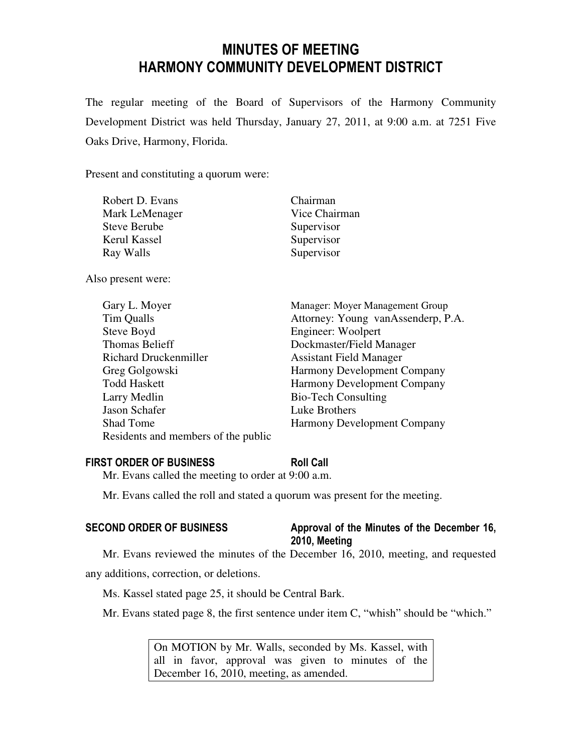# MINUTES OF MEETING
# HARMONY COMMUNITY DEVELOPMENT DISTRICT

The regular meeting of the Board of Supervisors of the Harmony Community Development District was held Thursday, January 27, 2011, at 9:00 a.m. at 7251 Five Oaks Drive, Harmony, Florida.

Present and constituting a quorum were:

| | |
|---|---|
| Robert D. Evans | Chairman |
| Mark LeMenager | Vice Chairman |
| Steve Berube | Supervisor |
| Kerul Kassel | Supervisor |
| Ray Walls | Supervisor |

Also present were:

| | |
|---|---|
| Gary L. Moyer | Manager: Moyer Management Group |
| Tim Qualls | Attorney: Young vanAssenderp, P.A. |
| Steve Boyd | Engineer: Woolpert |
| Thomas Belieff | Dockmaster/Field Manager |
| Richard Druckenmiller | Assistant Field Manager |
| Greg Golgowski | Harmony Development Company |
| Todd Haskett | Harmony Development Company |
| Larry Medlin | Bio-Tech Consulting |
| Jason Schafer | Luke Brothers |
| Shad Tome | Harmony Development Company |
| Residents and members of the public | |

### FIRST ORDER OF BUSINESS — Roll Call

Mr. Evans called the meeting to order at 9:00 a.m.

Mr. Evans called the roll and stated a quorum was present for the meeting.

### SECOND ORDER OF BUSINESS — Approval of the Minutes of the December 16, 2010, Meeting

Mr. Evans reviewed the minutes of the December 16, 2010, meeting, and requested any additions, correction, or deletions.

Ms. Kassel stated page 25, it should be Central Bark.

Mr. Evans stated page 8, the first sentence under item C, "whish" should be "which."

> On MOTION by Mr. Walls, seconded by Ms. Kassel, with all in favor, approval was given to minutes of the December 16, 2010, meeting, as amended.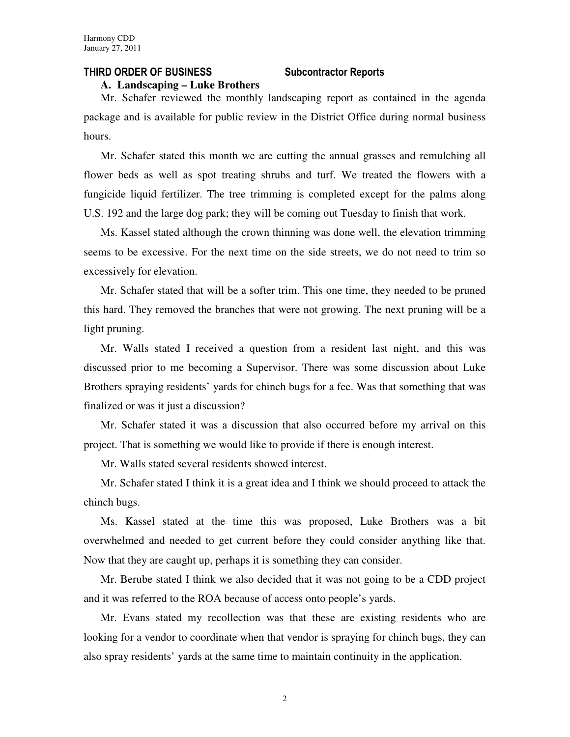## THIRD ORDER OF BUSINESS Subcontractor Reports

### A. Landscaping – Luke Brothers

Mr. Schafer reviewed the monthly landscaping report as contained in the agenda package and is available for public review in the District Office during normal business hours.

Mr. Schafer stated this month we are cutting the annual grasses and remulching all flower beds as well as spot treating shrubs and turf. We treated the flowers with a fungicide liquid fertilizer. The tree trimming is completed except for the palms along U.S. 192 and the large dog park; they will be coming out Tuesday to finish that work.

Ms. Kassel stated although the crown thinning was done well, the elevation trimming seems to be excessive. For the next time on the side streets, we do not need to trim so excessively for elevation.

Mr. Schafer stated that will be a softer trim. This one time, they needed to be pruned this hard. They removed the branches that were not growing. The next pruning will be a light pruning.

Mr. Walls stated I received a question from a resident last night, and this was discussed prior to me becoming a Supervisor. There was some discussion about Luke Brothers spraying residents' yards for chinch bugs for a fee. Was that something that was finalized or was it just a discussion?

Mr. Schafer stated it was a discussion that also occurred before my arrival on this project. That is something we would like to provide if there is enough interest.

Mr. Walls stated several residents showed interest.

Mr. Schafer stated I think it is a great idea and I think we should proceed to attack the chinch bugs.

Ms. Kassel stated at the time this was proposed, Luke Brothers was a bit overwhelmed and needed to get current before they could consider anything like that. Now that they are caught up, perhaps it is something they can consider.

Mr. Berube stated I think we also decided that it was not going to be a CDD project and it was referred to the ROA because of access onto people's yards.

Mr. Evans stated my recollection was that these are existing residents who are looking for a vendor to coordinate when that vendor is spraying for chinch bugs, they can also spray residents' yards at the same time to maintain continuity in the application.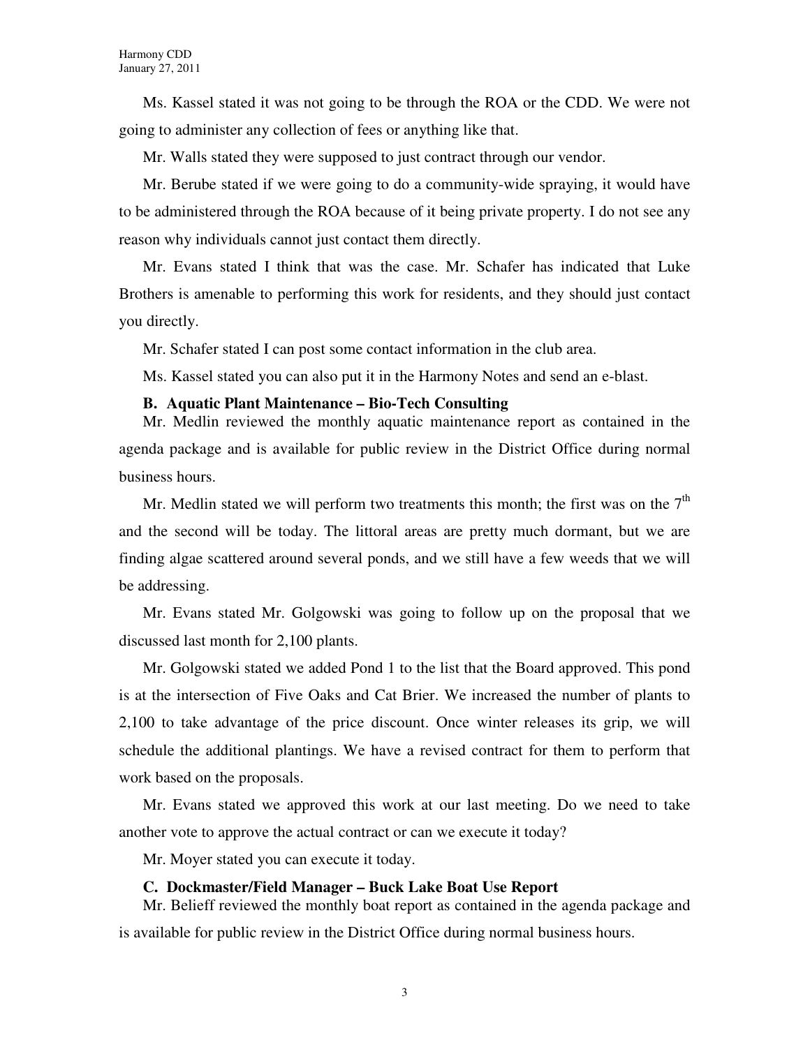Ms. Kassel stated it was not going to be through the ROA or the CDD. We were not going to administer any collection of fees or anything like that.

Mr. Walls stated they were supposed to just contract through our vendor.

Mr. Berube stated if we were going to do a community-wide spraying, it would have to be administered through the ROA because of it being private property. I do not see any reason why individuals cannot just contact them directly.

Mr. Evans stated I think that was the case. Mr. Schafer has indicated that Luke Brothers is amenable to performing this work for residents, and they should just contact you directly.

Mr. Schafer stated I can post some contact information in the club area.

Ms. Kassel stated you can also put it in the Harmony Notes and send an e-blast.

**B. Aquatic Plant Maintenance – Bio-Tech Consulting**

Mr. Medlin reviewed the monthly aquatic maintenance report as contained in the agenda package and is available for public review in the District Office during normal business hours.

Mr. Medlin stated we will perform two treatments this month; the first was on the 7th and the second will be today. The littoral areas are pretty much dormant, but we are finding algae scattered around several ponds, and we still have a few weeds that we will be addressing.

Mr. Evans stated Mr. Golgowski was going to follow up on the proposal that we discussed last month for 2,100 plants.

Mr. Golgowski stated we added Pond 1 to the list that the Board approved. This pond is at the intersection of Five Oaks and Cat Brier. We increased the number of plants to 2,100 to take advantage of the price discount. Once winter releases its grip, we will schedule the additional plantings. We have a revised contract for them to perform that work based on the proposals.

Mr. Evans stated we approved this work at our last meeting. Do we need to take another vote to approve the actual contract or can we execute it today?

Mr. Moyer stated you can execute it today.

**C. Dockmaster/Field Manager – Buck Lake Boat Use Report**

Mr. Belieff reviewed the monthly boat report as contained in the agenda package and is available for public review in the District Office during normal business hours.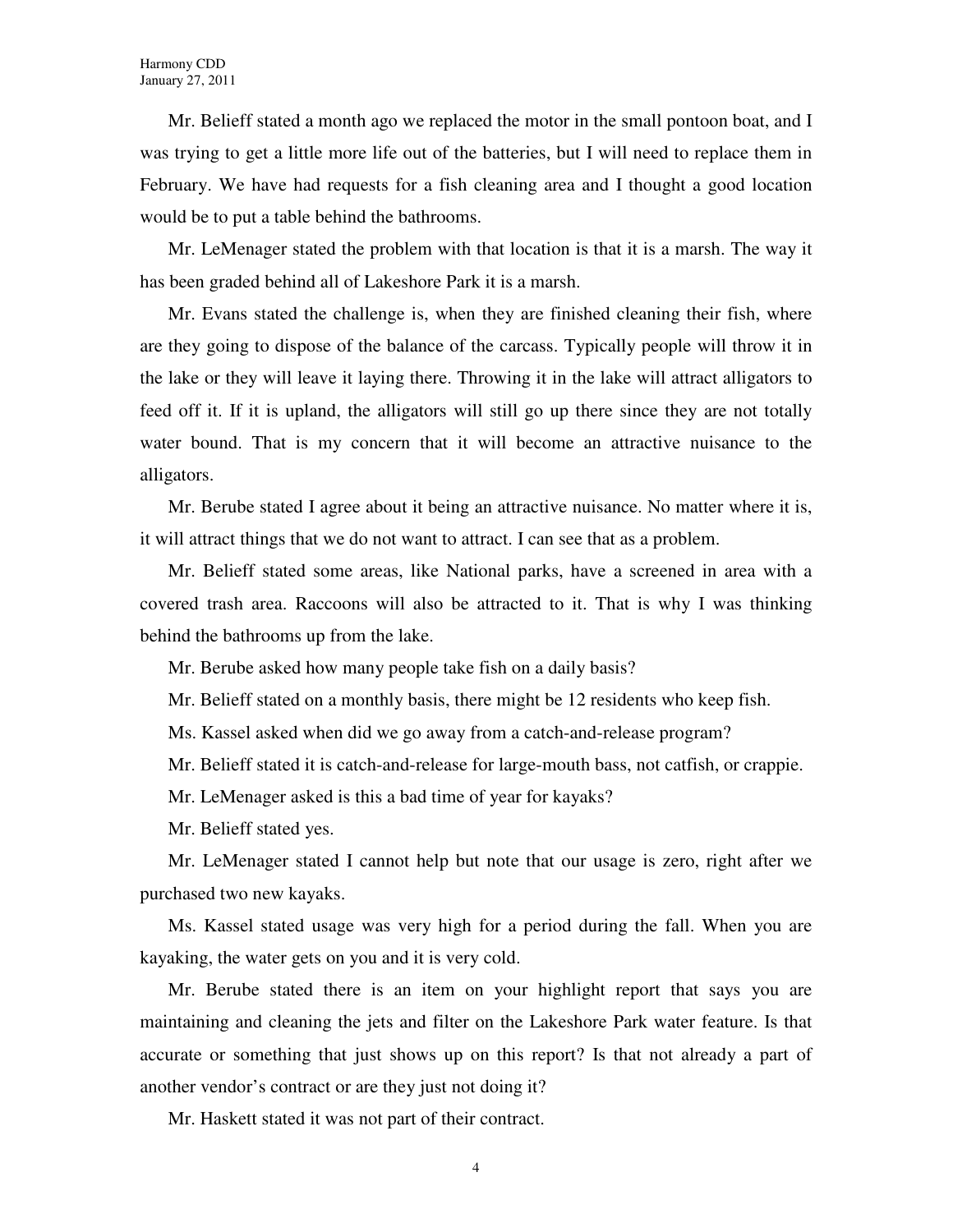Mr. Belieff stated a month ago we replaced the motor in the small pontoon boat, and I was trying to get a little more life out of the batteries, but I will need to replace them in February. We have had requests for a fish cleaning area and I thought a good location would be to put a table behind the bathrooms.

Mr. LeMenager stated the problem with that location is that it is a marsh. The way it has been graded behind all of Lakeshore Park it is a marsh.

Mr. Evans stated the challenge is, when they are finished cleaning their fish, where are they going to dispose of the balance of the carcass. Typically people will throw it in the lake or they will leave it laying there. Throwing it in the lake will attract alligators to feed off it. If it is upland, the alligators will still go up there since they are not totally water bound. That is my concern that it will become an attractive nuisance to the alligators.

Mr. Berube stated I agree about it being an attractive nuisance. No matter where it is, it will attract things that we do not want to attract. I can see that as a problem.

Mr. Belieff stated some areas, like National parks, have a screened in area with a covered trash area. Raccoons will also be attracted to it. That is why I was thinking behind the bathrooms up from the lake.

Mr. Berube asked how many people take fish on a daily basis?

Mr. Belieff stated on a monthly basis, there might be 12 residents who keep fish.

Ms. Kassel asked when did we go away from a catch-and-release program?

Mr. Belieff stated it is catch-and-release for large-mouth bass, not catfish, or crappie.

Mr. LeMenager asked is this a bad time of year for kayaks?

Mr. Belieff stated yes.

Mr. LeMenager stated I cannot help but note that our usage is zero, right after we purchased two new kayaks.

Ms. Kassel stated usage was very high for a period during the fall. When you are kayaking, the water gets on you and it is very cold.

Mr. Berube stated there is an item on your highlight report that says you are maintaining and cleaning the jets and filter on the Lakeshore Park water feature. Is that accurate or something that just shows up on this report? Is that not already a part of another vendor's contract or are they just not doing it?

Mr. Haskett stated it was not part of their contract.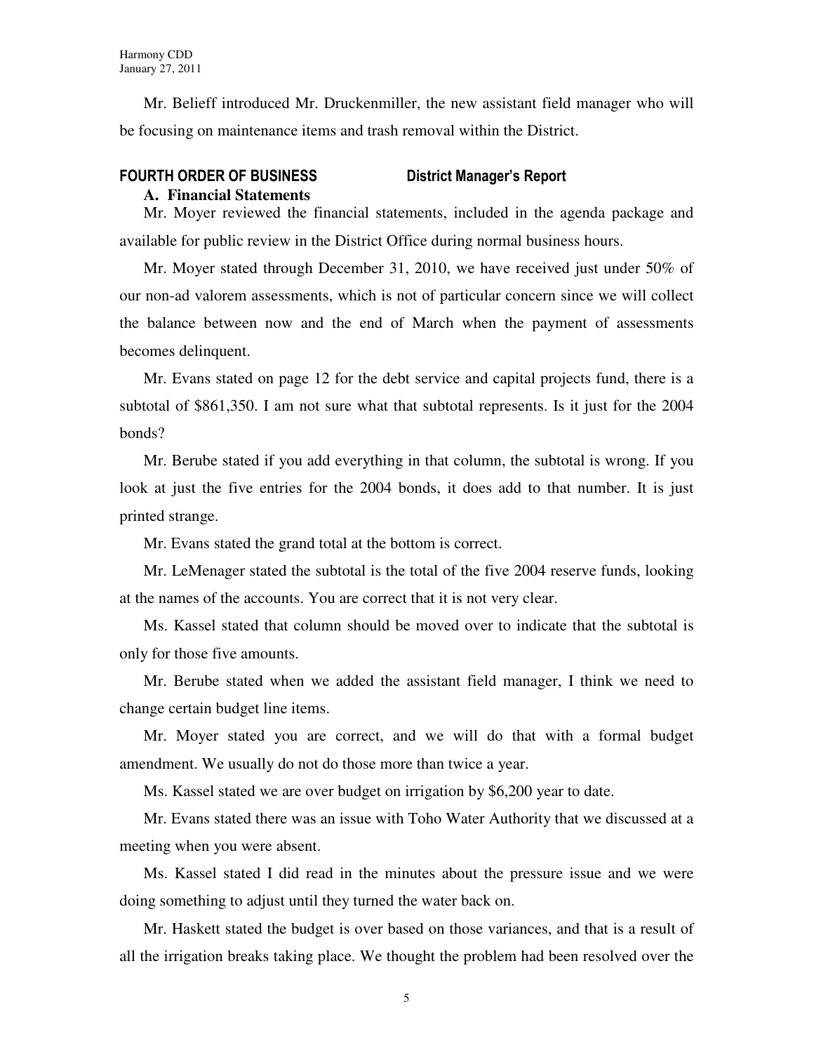Mr. Belieff introduced Mr. Druckenmiller, the new assistant field manager who will be focusing on maintenance items and trash removal within the District.

**FOURTH ORDER OF BUSINESS District Manager's Report**

**A. Financial Statements**

Mr. Moyer reviewed the financial statements, included in the agenda package and available for public review in the District Office during normal business hours.

Mr. Moyer stated through December 31, 2010, we have received just under 50% of our non-ad valorem assessments, which is not of particular concern since we will collect the balance between now and the end of March when the payment of assessments becomes delinquent.

Mr. Evans stated on page 12 for the debt service and capital projects fund, there is a subtotal of $861,350. I am not sure what that subtotal represents. Is it just for the 2004 bonds?

Mr. Berube stated if you add everything in that column, the subtotal is wrong. If you look at just the five entries for the 2004 bonds, it does add to that number. It is just printed strange.

Mr. Evans stated the grand total at the bottom is correct.

Mr. LeMenager stated the subtotal is the total of the five 2004 reserve funds, looking at the names of the accounts. You are correct that it is not very clear.

Ms. Kassel stated that column should be moved over to indicate that the subtotal is only for those five amounts.

Mr. Berube stated when we added the assistant field manager, I think we need to change certain budget line items.

Mr. Moyer stated you are correct, and we will do that with a formal budget amendment. We usually do not do those more than twice a year.

Ms. Kassel stated we are over budget on irrigation by $6,200 year to date.

Mr. Evans stated there was an issue with Toho Water Authority that we discussed at a meeting when you were absent.

Ms. Kassel stated I did read in the minutes about the pressure issue and we were doing something to adjust until they turned the water back on.

Mr. Haskett stated the budget is over based on those variances, and that is a result of all the irrigation breaks taking place. We thought the problem had been resolved over the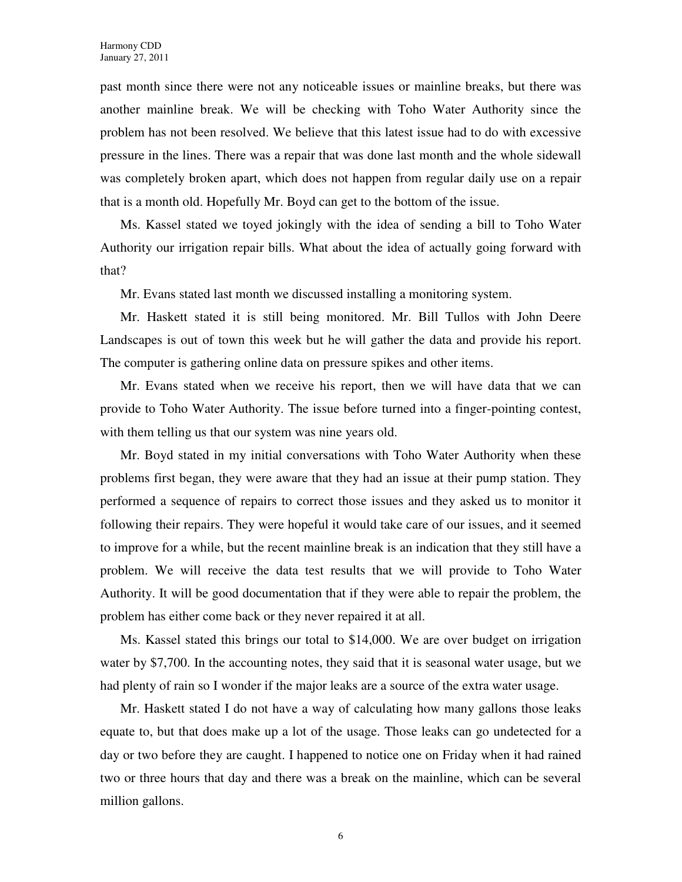past month since there were not any noticeable issues or mainline breaks, but there was another mainline break. We will be checking with Toho Water Authority since the problem has not been resolved. We believe that this latest issue had to do with excessive pressure in the lines. There was a repair that was done last month and the whole sidewall was completely broken apart, which does not happen from regular daily use on a repair that is a month old. Hopefully Mr. Boyd can get to the bottom of the issue.

Ms. Kassel stated we toyed jokingly with the idea of sending a bill to Toho Water Authority our irrigation repair bills. What about the idea of actually going forward with that?

Mr. Evans stated last month we discussed installing a monitoring system.

Mr. Haskett stated it is still being monitored. Mr. Bill Tullos with John Deere Landscapes is out of town this week but he will gather the data and provide his report. The computer is gathering online data on pressure spikes and other items.

Mr. Evans stated when we receive his report, then we will have data that we can provide to Toho Water Authority. The issue before turned into a finger-pointing contest, with them telling us that our system was nine years old.

Mr. Boyd stated in my initial conversations with Toho Water Authority when these problems first began, they were aware that they had an issue at their pump station. They performed a sequence of repairs to correct those issues and they asked us to monitor it following their repairs. They were hopeful it would take care of our issues, and it seemed to improve for a while, but the recent mainline break is an indication that they still have a problem. We will receive the data test results that we will provide to Toho Water Authority. It will be good documentation that if they were able to repair the problem, the problem has either come back or they never repaired it at all.

Ms. Kassel stated this brings our total to $14,000. We are over budget on irrigation water by $7,700. In the accounting notes, they said that it is seasonal water usage, but we had plenty of rain so I wonder if the major leaks are a source of the extra water usage.

Mr. Haskett stated I do not have a way of calculating how many gallons those leaks equate to, but that does make up a lot of the usage. Those leaks can go undetected for a day or two before they are caught. I happened to notice one on Friday when it had rained two or three hours that day and there was a break on the mainline, which can be several million gallons.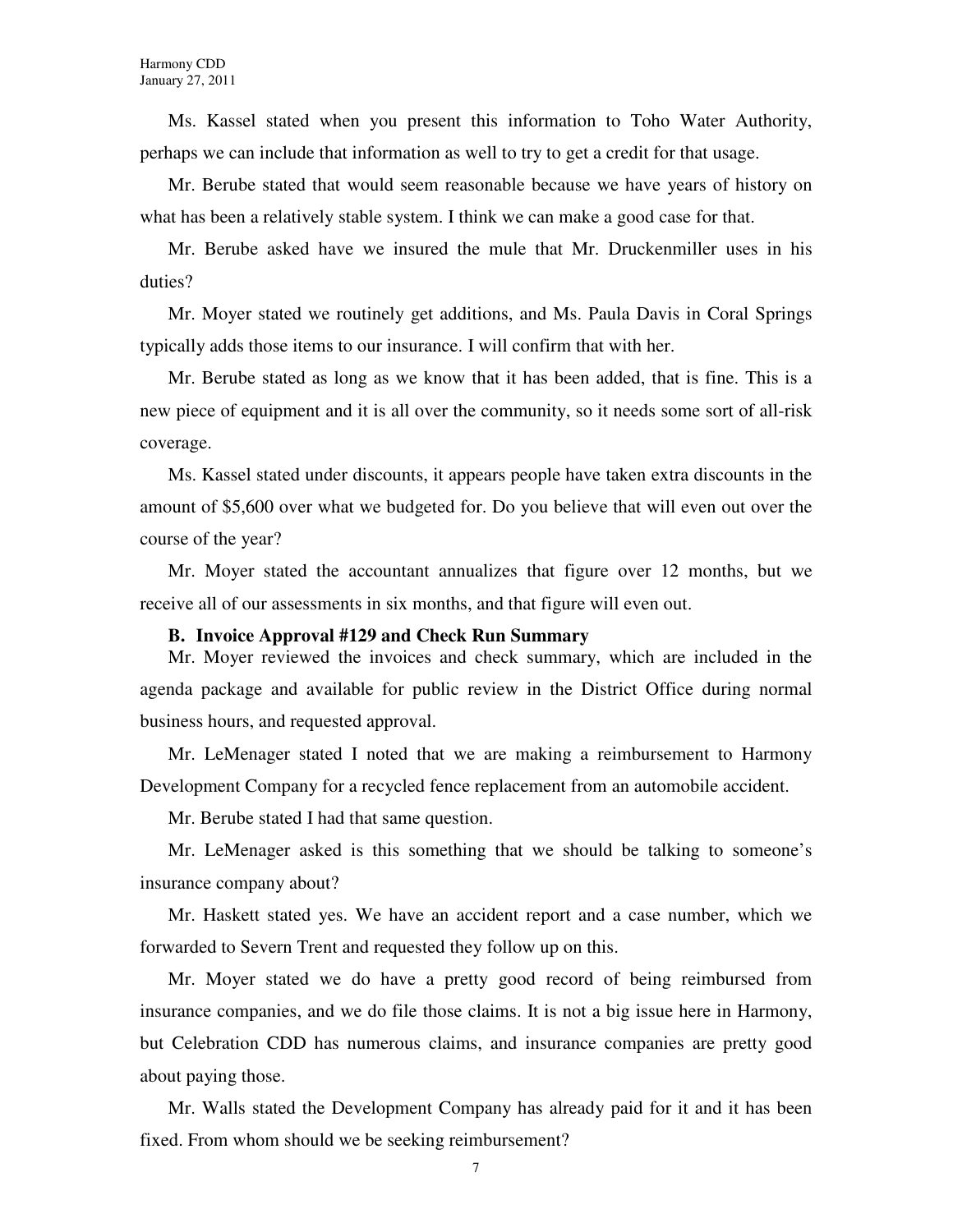Ms. Kassel stated when you present this information to Toho Water Authority, perhaps we can include that information as well to try to get a credit for that usage.

Mr. Berube stated that would seem reasonable because we have years of history on what has been a relatively stable system. I think we can make a good case for that.

Mr. Berube asked have we insured the mule that Mr. Druckenmiller uses in his duties?

Mr. Moyer stated we routinely get additions, and Ms. Paula Davis in Coral Springs typically adds those items to our insurance. I will confirm that with her.

Mr. Berube stated as long as we know that it has been added, that is fine. This is a new piece of equipment and it is all over the community, so it needs some sort of all-risk coverage.

Ms. Kassel stated under discounts, it appears people have taken extra discounts in the amount of $5,600 over what we budgeted for. Do you believe that will even out over the course of the year?

Mr. Moyer stated the accountant annualizes that figure over 12 months, but we receive all of our assessments in six months, and that figure will even out.

**B. Invoice Approval #129 and Check Run Summary**

Mr. Moyer reviewed the invoices and check summary, which are included in the agenda package and available for public review in the District Office during normal business hours, and requested approval.

Mr. LeMenager stated I noted that we are making a reimbursement to Harmony Development Company for a recycled fence replacement from an automobile accident.

Mr. Berube stated I had that same question.

Mr. LeMenager asked is this something that we should be talking to someone's insurance company about?

Mr. Haskett stated yes. We have an accident report and a case number, which we forwarded to Severn Trent and requested they follow up on this.

Mr. Moyer stated we do have a pretty good record of being reimbursed from insurance companies, and we do file those claims. It is not a big issue here in Harmony, but Celebration CDD has numerous claims, and insurance companies are pretty good about paying those.

Mr. Walls stated the Development Company has already paid for it and it has been fixed. From whom should we be seeking reimbursement?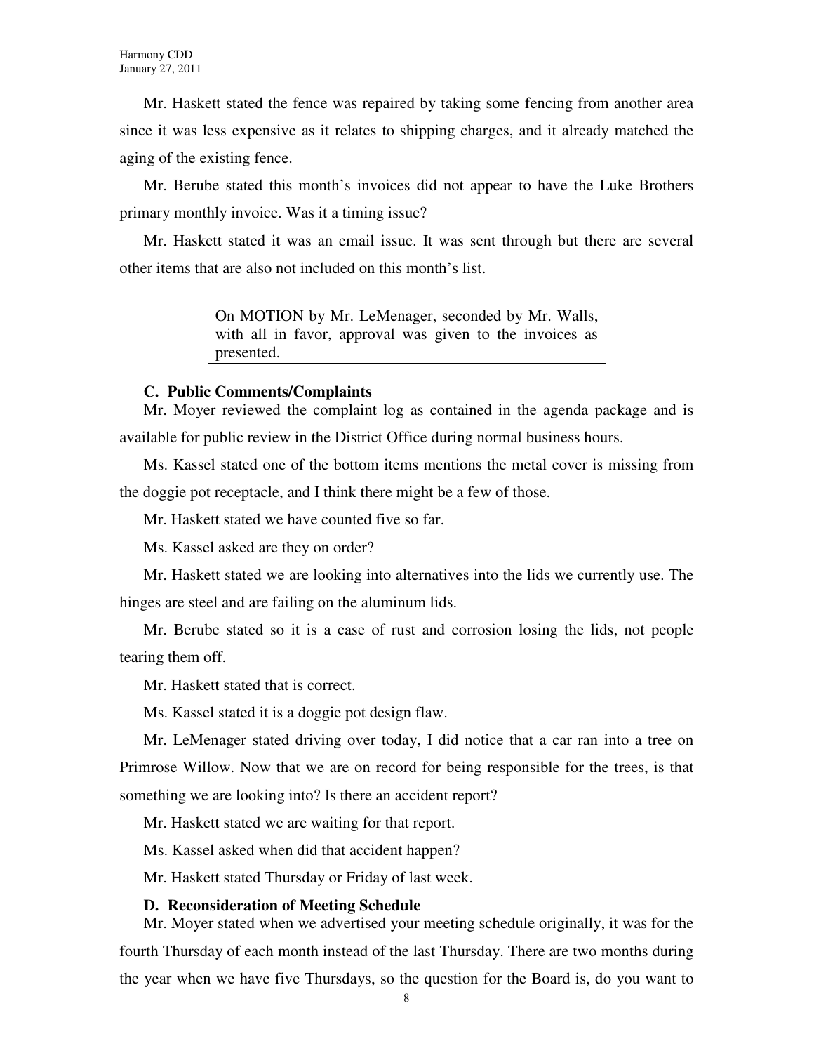Mr. Haskett stated the fence was repaired by taking some fencing from another area since it was less expensive as it relates to shipping charges, and it already matched the aging of the existing fence.

Mr. Berube stated this month's invoices did not appear to have the Luke Brothers primary monthly invoice. Was it a timing issue?

Mr. Haskett stated it was an email issue. It was sent through but there are several other items that are also not included on this month's list.

> On MOTION by Mr. LeMenager, seconded by Mr. Walls, with all in favor, approval was given to the invoices as presented.

**C. Public Comments/Complaints**

Mr. Moyer reviewed the complaint log as contained in the agenda package and is available for public review in the District Office during normal business hours.

Ms. Kassel stated one of the bottom items mentions the metal cover is missing from the doggie pot receptacle, and I think there might be a few of those.

Mr. Haskett stated we have counted five so far.

Ms. Kassel asked are they on order?

Mr. Haskett stated we are looking into alternatives into the lids we currently use. The hinges are steel and are failing on the aluminum lids.

Mr. Berube stated so it is a case of rust and corrosion losing the lids, not people tearing them off.

Mr. Haskett stated that is correct.

Ms. Kassel stated it is a doggie pot design flaw.

Mr. LeMenager stated driving over today, I did notice that a car ran into a tree on Primrose Willow. Now that we are on record for being responsible for the trees, is that something we are looking into? Is there an accident report?

Mr. Haskett stated we are waiting for that report.

Ms. Kassel asked when did that accident happen?

Mr. Haskett stated Thursday or Friday of last week.

**D. Reconsideration of Meeting Schedule**

Mr. Moyer stated when we advertised your meeting schedule originally, it was for the fourth Thursday of each month instead of the last Thursday. There are two months during the year when we have five Thursdays, so the question for the Board is, do you want to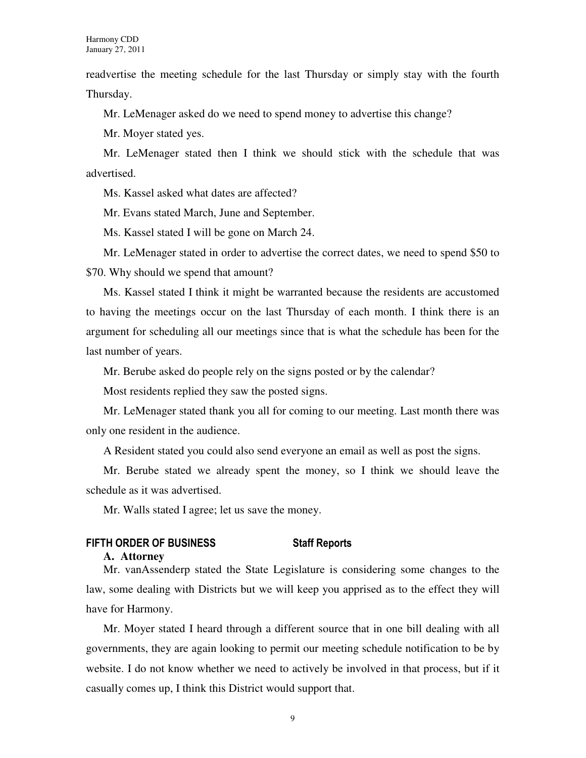readvertise the meeting schedule for the last Thursday or simply stay with the fourth Thursday.

Mr. LeMenager asked do we need to spend money to advertise this change?

Mr. Moyer stated yes.

Mr. LeMenager stated then I think we should stick with the schedule that was advertised.

Ms. Kassel asked what dates are affected?

Mr. Evans stated March, June and September.

Ms. Kassel stated I will be gone on March 24.

Mr. LeMenager stated in order to advertise the correct dates, we need to spend $50 to $70. Why should we spend that amount?

Ms. Kassel stated I think it might be warranted because the residents are accustomed to having the meetings occur on the last Thursday of each month. I think there is an argument for scheduling all our meetings since that is what the schedule has been for the last number of years.

Mr. Berube asked do people rely on the signs posted or by the calendar?

Most residents replied they saw the posted signs.

Mr. LeMenager stated thank you all for coming to our meeting. Last month there was only one resident in the audience.

A Resident stated you could also send everyone an email as well as post the signs.

Mr. Berube stated we already spent the money, so I think we should leave the schedule as it was advertised.

Mr. Walls stated I agree; let us save the money.

## FIFTH ORDER OF BUSINESS Staff Reports

### A. Attorney

Mr. vanAssenderp stated the State Legislature is considering some changes to the law, some dealing with Districts but we will keep you apprised as to the effect they will have for Harmony.

Mr. Moyer stated I heard through a different source that in one bill dealing with all governments, they are again looking to permit our meeting schedule notification to be by website. I do not know whether we need to actively be involved in that process, but if it casually comes up, I think this District would support that.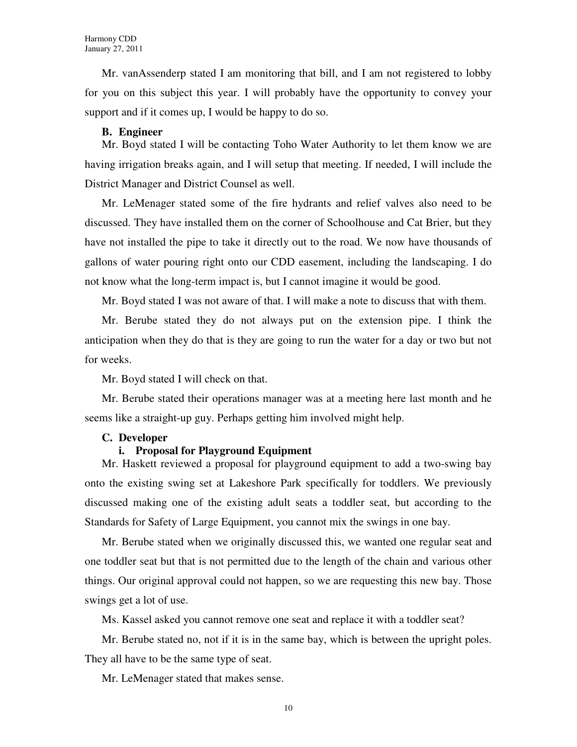Mr. vanAssenderp stated I am monitoring that bill, and I am not registered to lobby for you on this subject this year. I will probably have the opportunity to convey your support and if it comes up, I would be happy to do so.

**B. Engineer**

Mr. Boyd stated I will be contacting Toho Water Authority to let them know we are having irrigation breaks again, and I will setup that meeting. If needed, I will include the District Manager and District Counsel as well.

Mr. LeMenager stated some of the fire hydrants and relief valves also need to be discussed. They have installed them on the corner of Schoolhouse and Cat Brier, but they have not installed the pipe to take it directly out to the road. We now have thousands of gallons of water pouring right onto our CDD easement, including the landscaping. I do not know what the long-term impact is, but I cannot imagine it would be good.

Mr. Boyd stated I was not aware of that. I will make a note to discuss that with them.

Mr. Berube stated they do not always put on the extension pipe. I think the anticipation when they do that is they are going to run the water for a day or two but not for weeks.

Mr. Boyd stated I will check on that.

Mr. Berube stated their operations manager was at a meeting here last month and he seems like a straight-up guy. Perhaps getting him involved might help.

**C. Developer**

**i. Proposal for Playground Equipment**

Mr. Haskett reviewed a proposal for playground equipment to add a two-swing bay onto the existing swing set at Lakeshore Park specifically for toddlers. We previously discussed making one of the existing adult seats a toddler seat, but according to the Standards for Safety of Large Equipment, you cannot mix the swings in one bay.

Mr. Berube stated when we originally discussed this, we wanted one regular seat and one toddler seat but that is not permitted due to the length of the chain and various other things. Our original approval could not happen, so we are requesting this new bay. Those swings get a lot of use.

Ms. Kassel asked you cannot remove one seat and replace it with a toddler seat?

Mr. Berube stated no, not if it is in the same bay, which is between the upright poles. They all have to be the same type of seat.

Mr. LeMenager stated that makes sense.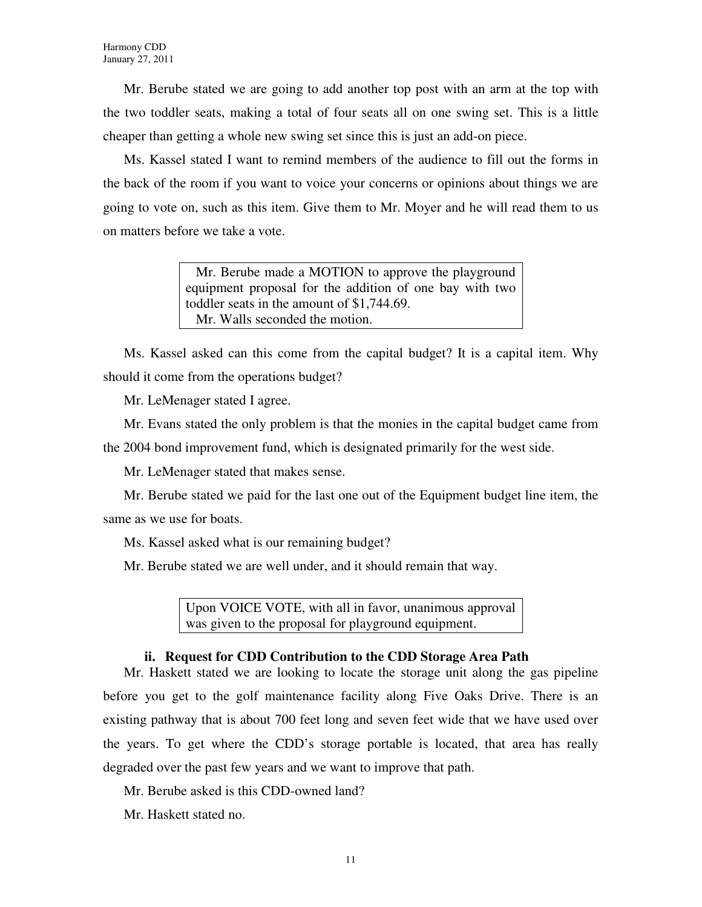Mr. Berube stated we are going to add another top post with an arm at the top with the two toddler seats, making a total of four seats all on one swing set. This is a little cheaper than getting a whole new swing set since this is just an add-on piece.

Ms. Kassel stated I want to remind members of the audience to fill out the forms in the back of the room if you want to voice your concerns or opinions about things we are going to vote on, such as this item. Give them to Mr. Moyer and he will read them to us on matters before we take a vote.

> Mr. Berube made a MOTION to approve the playground equipment proposal for the addition of one bay with two toddler seats in the amount of $1,744.69.
> Mr. Walls seconded the motion.

Ms. Kassel asked can this come from the capital budget? It is a capital item. Why should it come from the operations budget?

Mr. LeMenager stated I agree.

Mr. Evans stated the only problem is that the monies in the capital budget came from the 2004 bond improvement fund, which is designated primarily for the west side.

Mr. LeMenager stated that makes sense.

Mr. Berube stated we paid for the last one out of the Equipment budget line item, the same as we use for boats.

Ms. Kassel asked what is our remaining budget?

Mr. Berube stated we are well under, and it should remain that way.

> Upon VOICE VOTE, with all in favor, unanimous approval was given to the proposal for playground equipment.

### ii. Request for CDD Contribution to the CDD Storage Area Path

Mr. Haskett stated we are looking to locate the storage unit along the gas pipeline before you get to the golf maintenance facility along Five Oaks Drive. There is an existing pathway that is about 700 feet long and seven feet wide that we have used over the years. To get where the CDD's storage portable is located, that area has really degraded over the past few years and we want to improve that path.

Mr. Berube asked is this CDD-owned land?

Mr. Haskett stated no.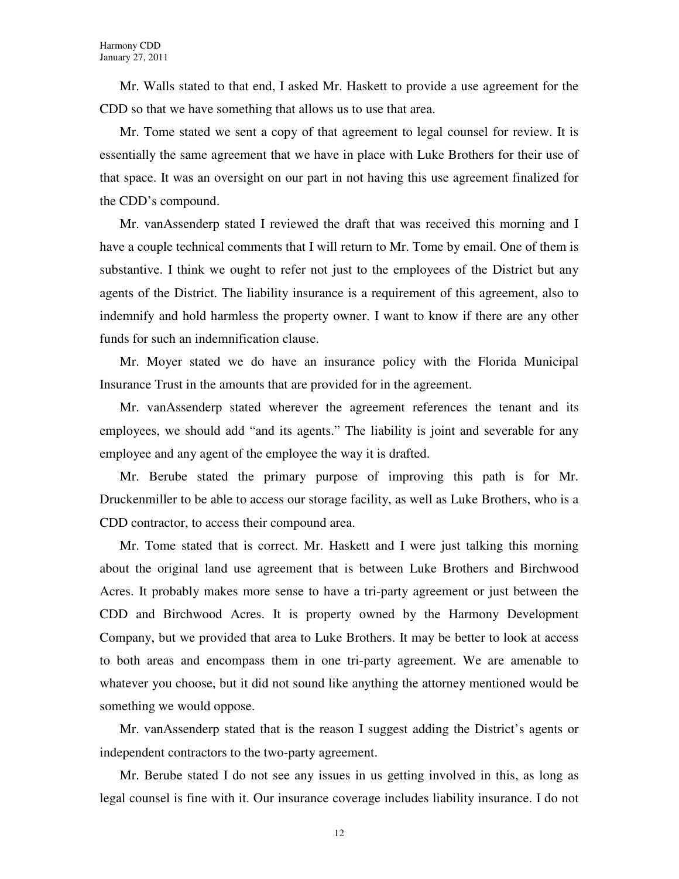Mr. Walls stated to that end, I asked Mr. Haskett to provide a use agreement for the CDD so that we have something that allows us to use that area.

Mr. Tome stated we sent a copy of that agreement to legal counsel for review. It is essentially the same agreement that we have in place with Luke Brothers for their use of that space. It was an oversight on our part in not having this use agreement finalized for the CDD's compound.

Mr. vanAssenderp stated I reviewed the draft that was received this morning and I have a couple technical comments that I will return to Mr. Tome by email. One of them is substantive. I think we ought to refer not just to the employees of the District but any agents of the District. The liability insurance is a requirement of this agreement, also to indemnify and hold harmless the property owner. I want to know if there are any other funds for such an indemnification clause.

Mr. Moyer stated we do have an insurance policy with the Florida Municipal Insurance Trust in the amounts that are provided for in the agreement.

Mr. vanAssenderp stated wherever the agreement references the tenant and its employees, we should add "and its agents." The liability is joint and severable for any employee and any agent of the employee the way it is drafted.

Mr. Berube stated the primary purpose of improving this path is for Mr. Druckenmiller to be able to access our storage facility, as well as Luke Brothers, who is a CDD contractor, to access their compound area.

Mr. Tome stated that is correct. Mr. Haskett and I were just talking this morning about the original land use agreement that is between Luke Brothers and Birchwood Acres. It probably makes more sense to have a tri-party agreement or just between the CDD and Birchwood Acres. It is property owned by the Harmony Development Company, but we provided that area to Luke Brothers. It may be better to look at access to both areas and encompass them in one tri-party agreement. We are amenable to whatever you choose, but it did not sound like anything the attorney mentioned would be something we would oppose.

Mr. vanAssenderp stated that is the reason I suggest adding the District's agents or independent contractors to the two-party agreement.

Mr. Berube stated I do not see any issues in us getting involved in this, as long as legal counsel is fine with it. Our insurance coverage includes liability insurance. I do not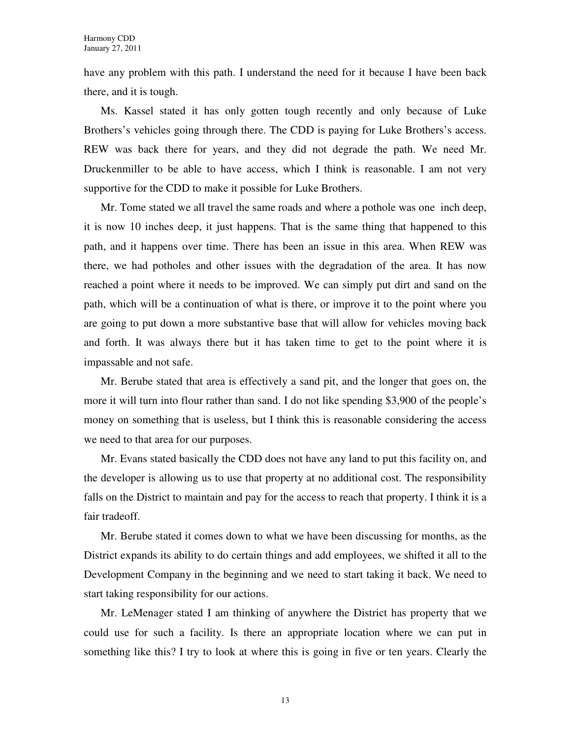have any problem with this path. I understand the need for it because I have been back there, and it is tough.

Ms. Kassel stated it has only gotten tough recently and only because of Luke Brothers's vehicles going through there. The CDD is paying for Luke Brothers's access. REW was back there for years, and they did not degrade the path. We need Mr. Druckenmiller to be able to have access, which I think is reasonable. I am not very supportive for the CDD to make it possible for Luke Brothers.

Mr. Tome stated we all travel the same roads and where a pothole was one inch deep, it is now 10 inches deep, it just happens. That is the same thing that happened to this path, and it happens over time. There has been an issue in this area. When REW was there, we had potholes and other issues with the degradation of the area. It has now reached a point where it needs to be improved. We can simply put dirt and sand on the path, which will be a continuation of what is there, or improve it to the point where you are going to put down a more substantive base that will allow for vehicles moving back and forth. It was always there but it has taken time to get to the point where it is impassable and not safe.

Mr. Berube stated that area is effectively a sand pit, and the longer that goes on, the more it will turn into flour rather than sand. I do not like spending $3,900 of the people's money on something that is useless, but I think this is reasonable considering the access we need to that area for our purposes.

Mr. Evans stated basically the CDD does not have any land to put this facility on, and the developer is allowing us to use that property at no additional cost. The responsibility falls on the District to maintain and pay for the access to reach that property. I think it is a fair tradeoff.

Mr. Berube stated it comes down to what we have been discussing for months, as the District expands its ability to do certain things and add employees, we shifted it all to the Development Company in the beginning and we need to start taking it back. We need to start taking responsibility for our actions.

Mr. LeMenager stated I am thinking of anywhere the District has property that we could use for such a facility. Is there an appropriate location where we can put in something like this? I try to look at where this is going in five or ten years. Clearly the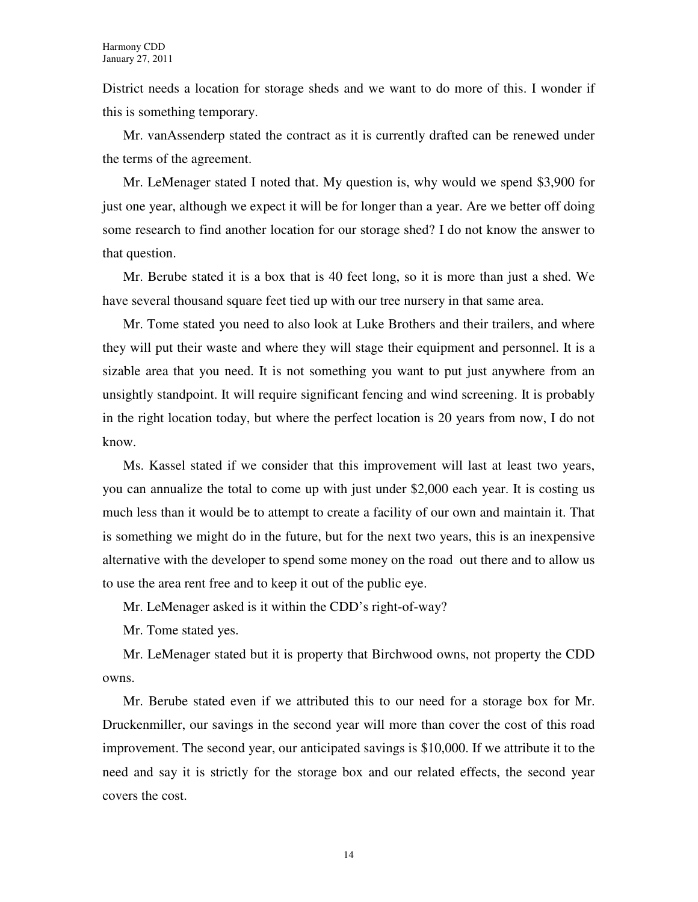District needs a location for storage sheds and we want to do more of this. I wonder if this is something temporary.

Mr. vanAssenderp stated the contract as it is currently drafted can be renewed under the terms of the agreement.

Mr. LeMenager stated I noted that. My question is, why would we spend $3,900 for just one year, although we expect it will be for longer than a year. Are we better off doing some research to find another location for our storage shed? I do not know the answer to that question.

Mr. Berube stated it is a box that is 40 feet long, so it is more than just a shed. We have several thousand square feet tied up with our tree nursery in that same area.

Mr. Tome stated you need to also look at Luke Brothers and their trailers, and where they will put their waste and where they will stage their equipment and personnel. It is a sizable area that you need. It is not something you want to put just anywhere from an unsightly standpoint. It will require significant fencing and wind screening. It is probably in the right location today, but where the perfect location is 20 years from now, I do not know.

Ms. Kassel stated if we consider that this improvement will last at least two years, you can annualize the total to come up with just under $2,000 each year. It is costing us much less than it would be to attempt to create a facility of our own and maintain it. That is something we might do in the future, but for the next two years, this is an inexpensive alternative with the developer to spend some money on the road out there and to allow us to use the area rent free and to keep it out of the public eye.

Mr. LeMenager asked is it within the CDD's right-of-way?

Mr. Tome stated yes.

Mr. LeMenager stated but it is property that Birchwood owns, not property the CDD owns.

Mr. Berube stated even if we attributed this to our need for a storage box for Mr. Druckenmiller, our savings in the second year will more than cover the cost of this road improvement. The second year, our anticipated savings is $10,000. If we attribute it to the need and say it is strictly for the storage box and our related effects, the second year covers the cost.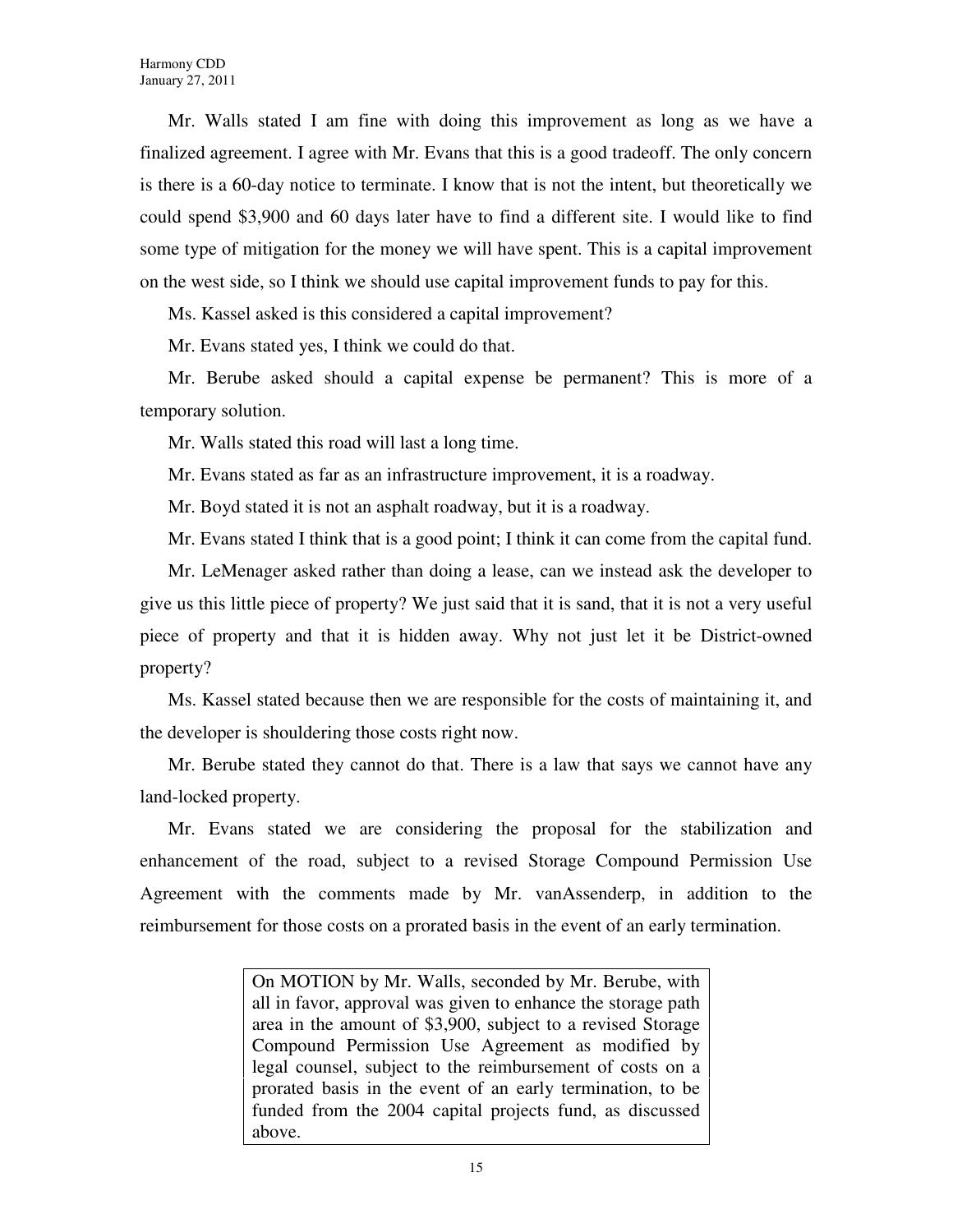Mr. Walls stated I am fine with doing this improvement as long as we have a finalized agreement. I agree with Mr. Evans that this is a good tradeoff. The only concern is there is a 60-day notice to terminate. I know that is not the intent, but theoretically we could spend $3,900 and 60 days later have to find a different site. I would like to find some type of mitigation for the money we will have spent. This is a capital improvement on the west side, so I think we should use capital improvement funds to pay for this.

Ms. Kassel asked is this considered a capital improvement?

Mr. Evans stated yes, I think we could do that.

Mr. Berube asked should a capital expense be permanent? This is more of a temporary solution.

Mr. Walls stated this road will last a long time.

Mr. Evans stated as far as an infrastructure improvement, it is a roadway.

Mr. Boyd stated it is not an asphalt roadway, but it is a roadway.

Mr. Evans stated I think that is a good point; I think it can come from the capital fund.

Mr. LeMenager asked rather than doing a lease, can we instead ask the developer to give us this little piece of property? We just said that it is sand, that it is not a very useful piece of property and that it is hidden away. Why not just let it be District-owned property?

Ms. Kassel stated because then we are responsible for the costs of maintaining it, and the developer is shouldering those costs right now.

Mr. Berube stated they cannot do that. There is a law that says we cannot have any land-locked property.

Mr. Evans stated we are considering the proposal for the stabilization and enhancement of the road, subject to a revised Storage Compound Permission Use Agreement with the comments made by Mr. vanAssenderp, in addition to the reimbursement for those costs on a prorated basis in the event of an early termination.

> On MOTION by Mr. Walls, seconded by Mr. Berube, with all in favor, approval was given to enhance the storage path area in the amount of $3,900, subject to a revised Storage Compound Permission Use Agreement as modified by legal counsel, subject to the reimbursement of costs on a prorated basis in the event of an early termination, to be funded from the 2004 capital projects fund, as discussed above.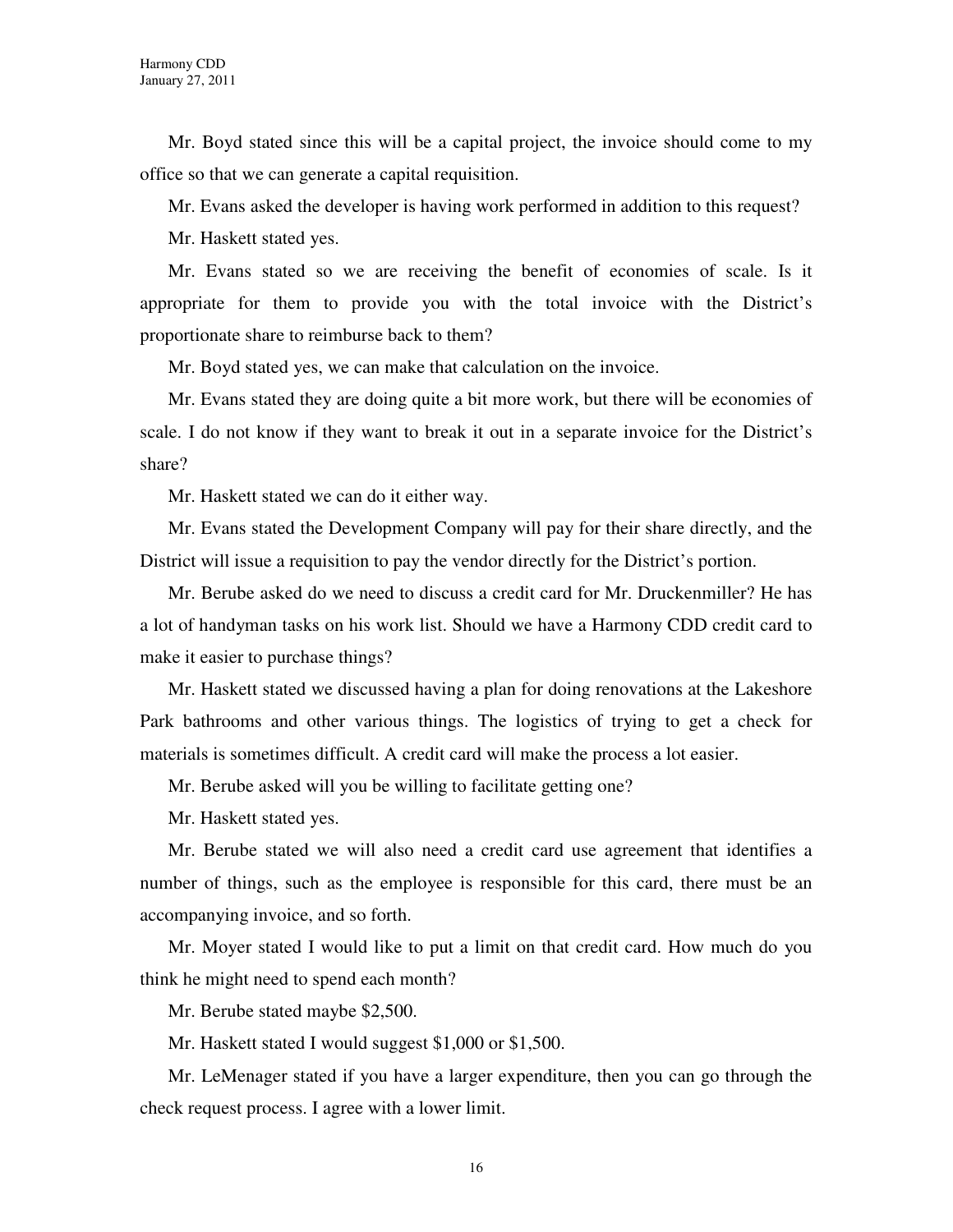Mr. Boyd stated since this will be a capital project, the invoice should come to my office so that we can generate a capital requisition.

Mr. Evans asked the developer is having work performed in addition to this request?

Mr. Haskett stated yes.

Mr. Evans stated so we are receiving the benefit of economies of scale. Is it appropriate for them to provide you with the total invoice with the District's proportionate share to reimburse back to them?

Mr. Boyd stated yes, we can make that calculation on the invoice.

Mr. Evans stated they are doing quite a bit more work, but there will be economies of scale. I do not know if they want to break it out in a separate invoice for the District's share?

Mr. Haskett stated we can do it either way.

Mr. Evans stated the Development Company will pay for their share directly, and the District will issue a requisition to pay the vendor directly for the District's portion.

Mr. Berube asked do we need to discuss a credit card for Mr. Druckenmiller? He has a lot of handyman tasks on his work list. Should we have a Harmony CDD credit card to make it easier to purchase things?

Mr. Haskett stated we discussed having a plan for doing renovations at the Lakeshore Park bathrooms and other various things. The logistics of trying to get a check for materials is sometimes difficult. A credit card will make the process a lot easier.

Mr. Berube asked will you be willing to facilitate getting one?

Mr. Haskett stated yes.

Mr. Berube stated we will also need a credit card use agreement that identifies a number of things, such as the employee is responsible for this card, there must be an accompanying invoice, and so forth.

Mr. Moyer stated I would like to put a limit on that credit card. How much do you think he might need to spend each month?

Mr. Berube stated maybe $2,500.

Mr. Haskett stated I would suggest $1,000 or $1,500.

Mr. LeMenager stated if you have a larger expenditure, then you can go through the check request process. I agree with a lower limit.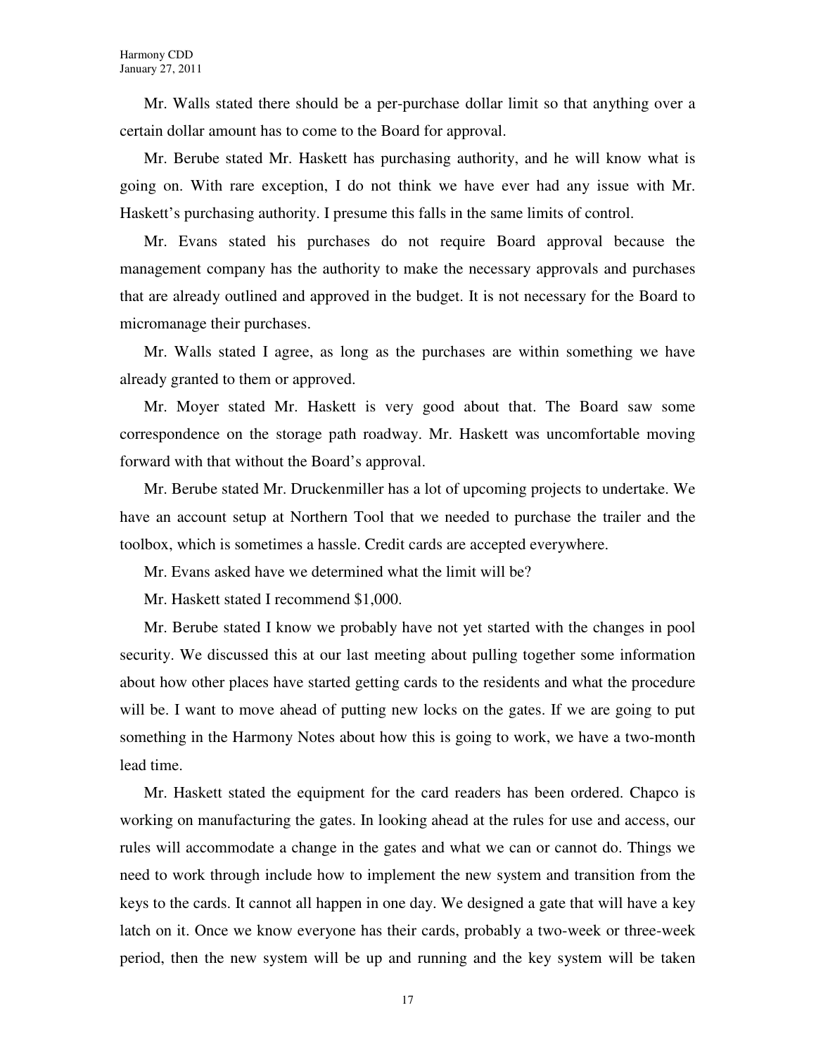Mr. Walls stated there should be a per-purchase dollar limit so that anything over a certain dollar amount has to come to the Board for approval.

Mr. Berube stated Mr. Haskett has purchasing authority, and he will know what is going on. With rare exception, I do not think we have ever had any issue with Mr. Haskett's purchasing authority. I presume this falls in the same limits of control.

Mr. Evans stated his purchases do not require Board approval because the management company has the authority to make the necessary approvals and purchases that are already outlined and approved in the budget. It is not necessary for the Board to micromanage their purchases.

Mr. Walls stated I agree, as long as the purchases are within something we have already granted to them or approved.

Mr. Moyer stated Mr. Haskett is very good about that. The Board saw some correspondence on the storage path roadway. Mr. Haskett was uncomfortable moving forward with that without the Board's approval.

Mr. Berube stated Mr. Druckenmiller has a lot of upcoming projects to undertake. We have an account setup at Northern Tool that we needed to purchase the trailer and the toolbox, which is sometimes a hassle. Credit cards are accepted everywhere.

Mr. Evans asked have we determined what the limit will be?

Mr. Haskett stated I recommend $1,000.

Mr. Berube stated I know we probably have not yet started with the changes in pool security. We discussed this at our last meeting about pulling together some information about how other places have started getting cards to the residents and what the procedure will be. I want to move ahead of putting new locks on the gates. If we are going to put something in the Harmony Notes about how this is going to work, we have a two-month lead time.

Mr. Haskett stated the equipment for the card readers has been ordered. Chapco is working on manufacturing the gates. In looking ahead at the rules for use and access, our rules will accommodate a change in the gates and what we can or cannot do. Things we need to work through include how to implement the new system and transition from the keys to the cards. It cannot all happen in one day. We designed a gate that will have a key latch on it. Once we know everyone has their cards, probably a two-week or three-week period, then the new system will be up and running and the key system will be taken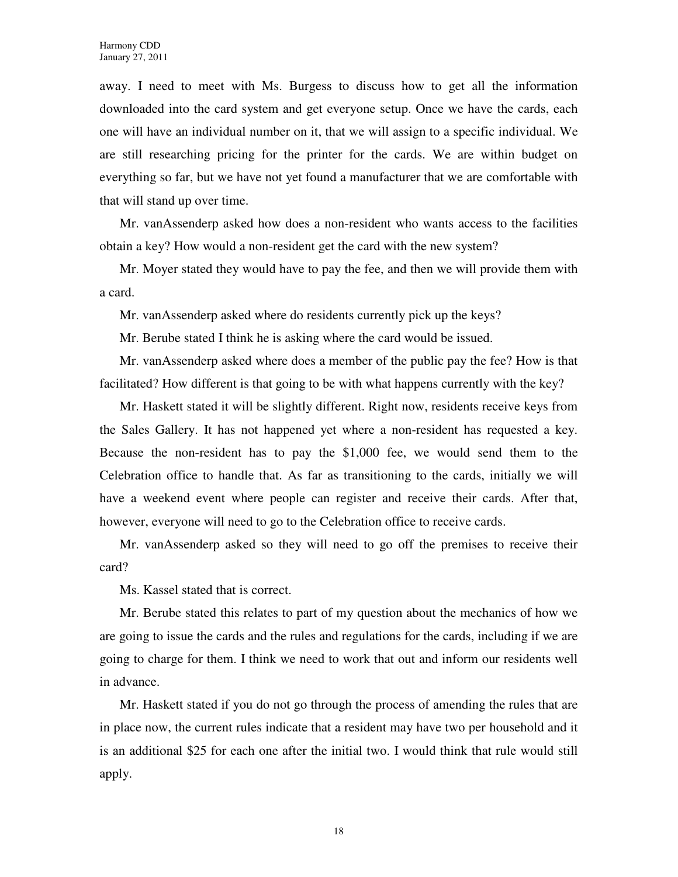away. I need to meet with Ms. Burgess to discuss how to get all the information downloaded into the card system and get everyone setup. Once we have the cards, each one will have an individual number on it, that we will assign to a specific individual. We are still researching pricing for the printer for the cards. We are within budget on everything so far, but we have not yet found a manufacturer that we are comfortable with that will stand up over time.

Mr. vanAssenderp asked how does a non-resident who wants access to the facilities obtain a key? How would a non-resident get the card with the new system?

Mr. Moyer stated they would have to pay the fee, and then we will provide them with a card.

Mr. vanAssenderp asked where do residents currently pick up the keys?

Mr. Berube stated I think he is asking where the card would be issued.

Mr. vanAssenderp asked where does a member of the public pay the fee? How is that facilitated? How different is that going to be with what happens currently with the key?

Mr. Haskett stated it will be slightly different. Right now, residents receive keys from the Sales Gallery. It has not happened yet where a non-resident has requested a key. Because the non-resident has to pay the $1,000 fee, we would send them to the Celebration office to handle that. As far as transitioning to the cards, initially we will have a weekend event where people can register and receive their cards. After that, however, everyone will need to go to the Celebration office to receive cards.

Mr. vanAssenderp asked so they will need to go off the premises to receive their card?

Ms. Kassel stated that is correct.

Mr. Berube stated this relates to part of my question about the mechanics of how we are going to issue the cards and the rules and regulations for the cards, including if we are going to charge for them. I think we need to work that out and inform our residents well in advance.

Mr. Haskett stated if you do not go through the process of amending the rules that are in place now, the current rules indicate that a resident may have two per household and it is an additional $25 for each one after the initial two. I would think that rule would still apply.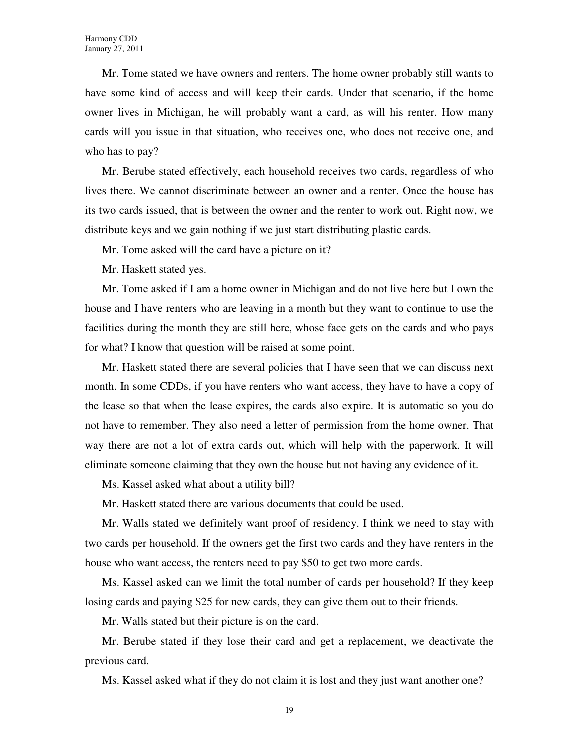Mr. Tome stated we have owners and renters. The home owner probably still wants to have some kind of access and will keep their cards. Under that scenario, if the home owner lives in Michigan, he will probably want a card, as will his renter. How many cards will you issue in that situation, who receives one, who does not receive one, and who has to pay?

Mr. Berube stated effectively, each household receives two cards, regardless of who lives there. We cannot discriminate between an owner and a renter. Once the house has its two cards issued, that is between the owner and the renter to work out. Right now, we distribute keys and we gain nothing if we just start distributing plastic cards.

Mr. Tome asked will the card have a picture on it?

Mr. Haskett stated yes.

Mr. Tome asked if I am a home owner in Michigan and do not live here but I own the house and I have renters who are leaving in a month but they want to continue to use the facilities during the month they are still here, whose face gets on the cards and who pays for what? I know that question will be raised at some point.

Mr. Haskett stated there are several policies that I have seen that we can discuss next month. In some CDDs, if you have renters who want access, they have to have a copy of the lease so that when the lease expires, the cards also expire. It is automatic so you do not have to remember. They also need a letter of permission from the home owner. That way there are not a lot of extra cards out, which will help with the paperwork. It will eliminate someone claiming that they own the house but not having any evidence of it.

Ms. Kassel asked what about a utility bill?

Mr. Haskett stated there are various documents that could be used.

Mr. Walls stated we definitely want proof of residency. I think we need to stay with two cards per household. If the owners get the first two cards and they have renters in the house who want access, the renters need to pay $50 to get two more cards.

Ms. Kassel asked can we limit the total number of cards per household? If they keep losing cards and paying $25 for new cards, they can give them out to their friends.

Mr. Walls stated but their picture is on the card.

Mr. Berube stated if they lose their card and get a replacement, we deactivate the previous card.

Ms. Kassel asked what if they do not claim it is lost and they just want another one?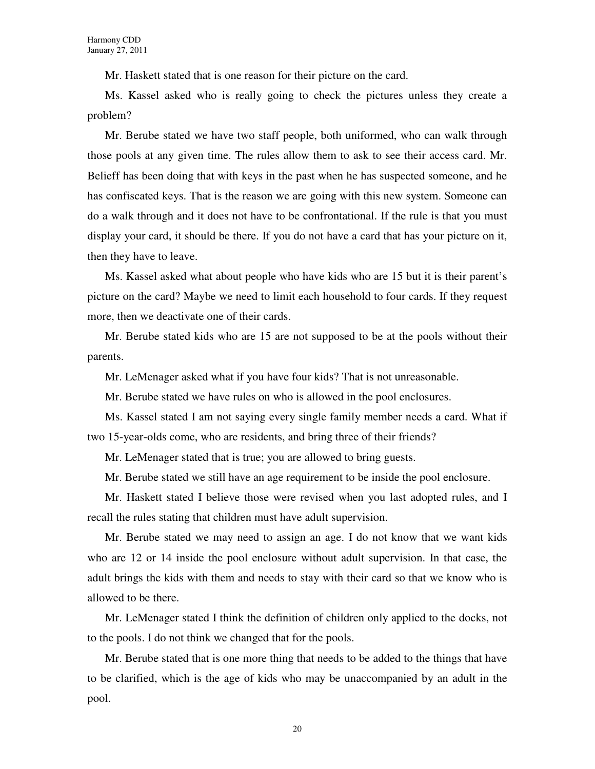Mr. Haskett stated that is one reason for their picture on the card.

Ms. Kassel asked who is really going to check the pictures unless they create a problem?

Mr. Berube stated we have two staff people, both uniformed, who can walk through those pools at any given time. The rules allow them to ask to see their access card. Mr. Belieff has been doing that with keys in the past when he has suspected someone, and he has confiscated keys. That is the reason we are going with this new system. Someone can do a walk through and it does not have to be confrontational. If the rule is that you must display your card, it should be there. If you do not have a card that has your picture on it, then they have to leave.

Ms. Kassel asked what about people who have kids who are 15 but it is their parent's picture on the card? Maybe we need to limit each household to four cards. If they request more, then we deactivate one of their cards.

Mr. Berube stated kids who are 15 are not supposed to be at the pools without their parents.

Mr. LeMenager asked what if you have four kids? That is not unreasonable.

Mr. Berube stated we have rules on who is allowed in the pool enclosures.

Ms. Kassel stated I am not saying every single family member needs a card. What if two 15-year-olds come, who are residents, and bring three of their friends?

Mr. LeMenager stated that is true; you are allowed to bring guests.

Mr. Berube stated we still have an age requirement to be inside the pool enclosure.

Mr. Haskett stated I believe those were revised when you last adopted rules, and I recall the rules stating that children must have adult supervision.

Mr. Berube stated we may need to assign an age. I do not know that we want kids who are 12 or 14 inside the pool enclosure without adult supervision. In that case, the adult brings the kids with them and needs to stay with their card so that we know who is allowed to be there.

Mr. LeMenager stated I think the definition of children only applied to the docks, not to the pools. I do not think we changed that for the pools.

Mr. Berube stated that is one more thing that needs to be added to the things that have to be clarified, which is the age of kids who may be unaccompanied by an adult in the pool.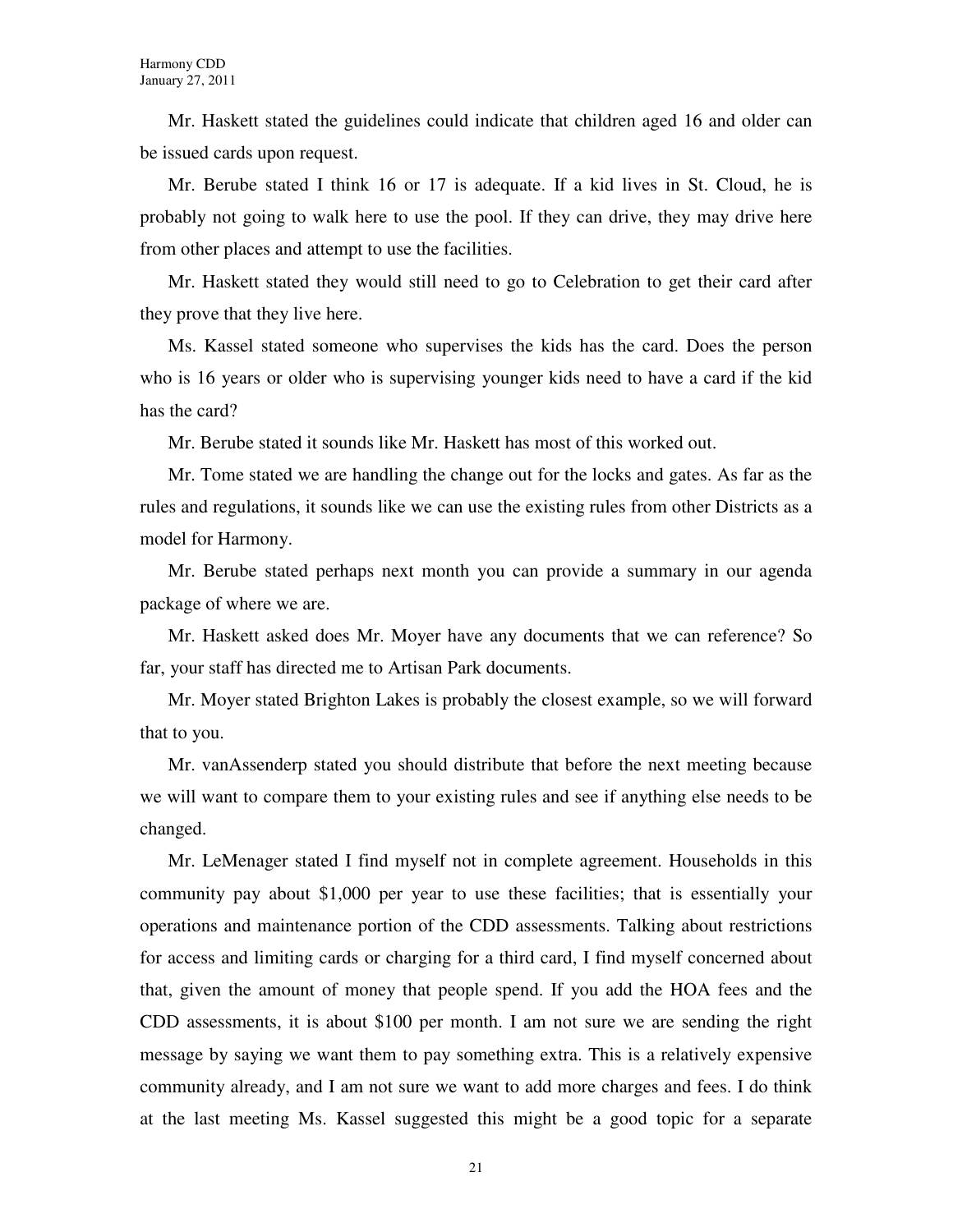Mr. Haskett stated the guidelines could indicate that children aged 16 and older can be issued cards upon request.

Mr. Berube stated I think 16 or 17 is adequate. If a kid lives in St. Cloud, he is probably not going to walk here to use the pool. If they can drive, they may drive here from other places and attempt to use the facilities.

Mr. Haskett stated they would still need to go to Celebration to get their card after they prove that they live here.

Ms. Kassel stated someone who supervises the kids has the card. Does the person who is 16 years or older who is supervising younger kids need to have a card if the kid has the card?

Mr. Berube stated it sounds like Mr. Haskett has most of this worked out.

Mr. Tome stated we are handling the change out for the locks and gates. As far as the rules and regulations, it sounds like we can use the existing rules from other Districts as a model for Harmony.

Mr. Berube stated perhaps next month you can provide a summary in our agenda package of where we are.

Mr. Haskett asked does Mr. Moyer have any documents that we can reference? So far, your staff has directed me to Artisan Park documents.

Mr. Moyer stated Brighton Lakes is probably the closest example, so we will forward that to you.

Mr. vanAssenderp stated you should distribute that before the next meeting because we will want to compare them to your existing rules and see if anything else needs to be changed.

Mr. LeMenager stated I find myself not in complete agreement. Households in this community pay about $1,000 per year to use these facilities; that is essentially your operations and maintenance portion of the CDD assessments. Talking about restrictions for access and limiting cards or charging for a third card, I find myself concerned about that, given the amount of money that people spend. If you add the HOA fees and the CDD assessments, it is about $100 per month. I am not sure we are sending the right message by saying we want them to pay something extra. This is a relatively expensive community already, and I am not sure we want to add more charges and fees. I do think at the last meeting Ms. Kassel suggested this might be a good topic for a separate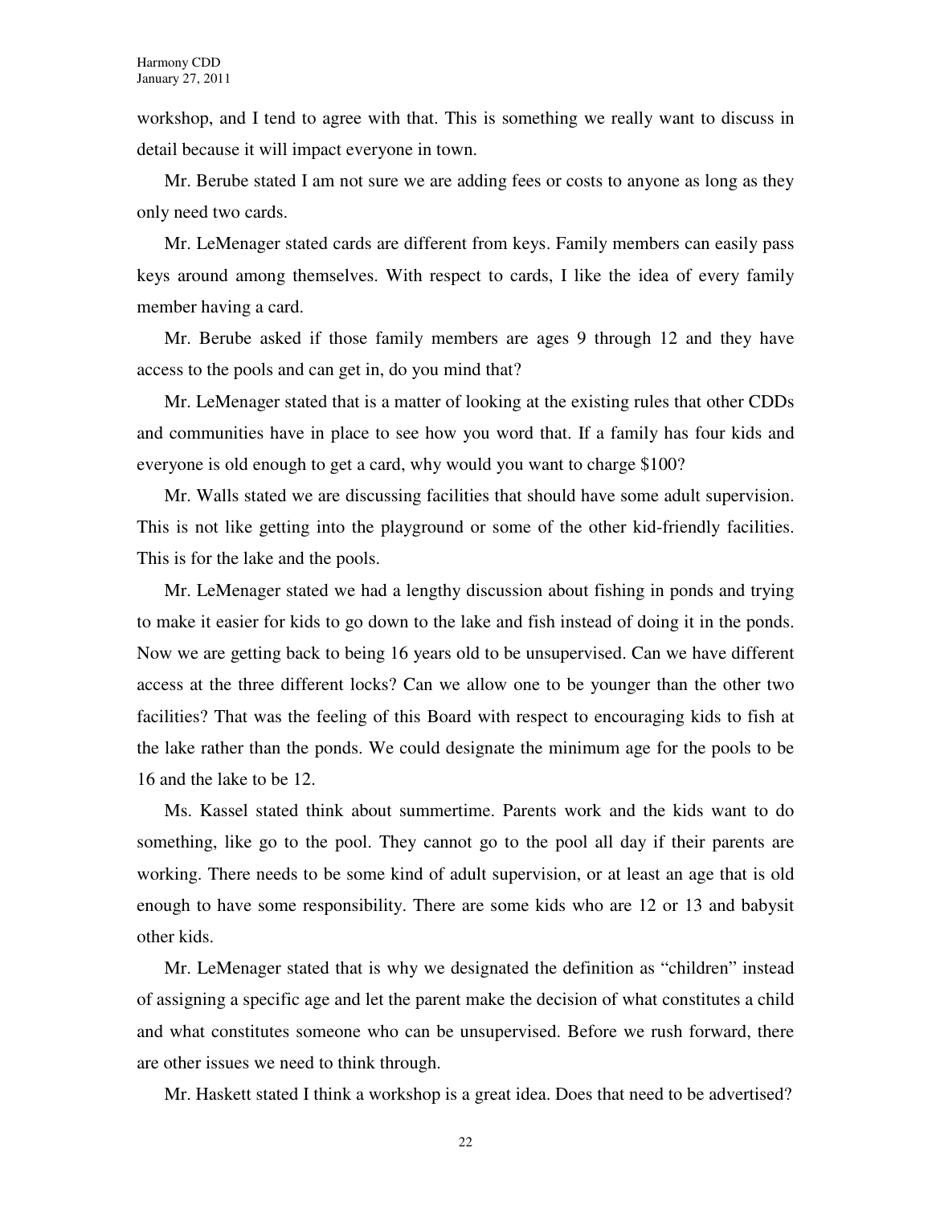workshop, and I tend to agree with that. This is something we really want to discuss in detail because it will impact everyone in town.

Mr. Berube stated I am not sure we are adding fees or costs to anyone as long as they only need two cards.

Mr. LeMenager stated cards are different from keys. Family members can easily pass keys around among themselves. With respect to cards, I like the idea of every family member having a card.

Mr. Berube asked if those family members are ages 9 through 12 and they have access to the pools and can get in, do you mind that?

Mr. LeMenager stated that is a matter of looking at the existing rules that other CDDs and communities have in place to see how you word that. If a family has four kids and everyone is old enough to get a card, why would you want to charge $100?

Mr. Walls stated we are discussing facilities that should have some adult supervision. This is not like getting into the playground or some of the other kid-friendly facilities. This is for the lake and the pools.

Mr. LeMenager stated we had a lengthy discussion about fishing in ponds and trying to make it easier for kids to go down to the lake and fish instead of doing it in the ponds. Now we are getting back to being 16 years old to be unsupervised. Can we have different access at the three different locks? Can we allow one to be younger than the other two facilities? That was the feeling of this Board with respect to encouraging kids to fish at the lake rather than the ponds. We could designate the minimum age for the pools to be 16 and the lake to be 12.

Ms. Kassel stated think about summertime. Parents work and the kids want to do something, like go to the pool. They cannot go to the pool all day if their parents are working. There needs to be some kind of adult supervision, or at least an age that is old enough to have some responsibility. There are some kids who are 12 or 13 and babysit other kids.

Mr. LeMenager stated that is why we designated the definition as "children" instead of assigning a specific age and let the parent make the decision of what constitutes a child and what constitutes someone who can be unsupervised. Before we rush forward, there are other issues we need to think through.

Mr. Haskett stated I think a workshop is a great idea. Does that need to be advertised?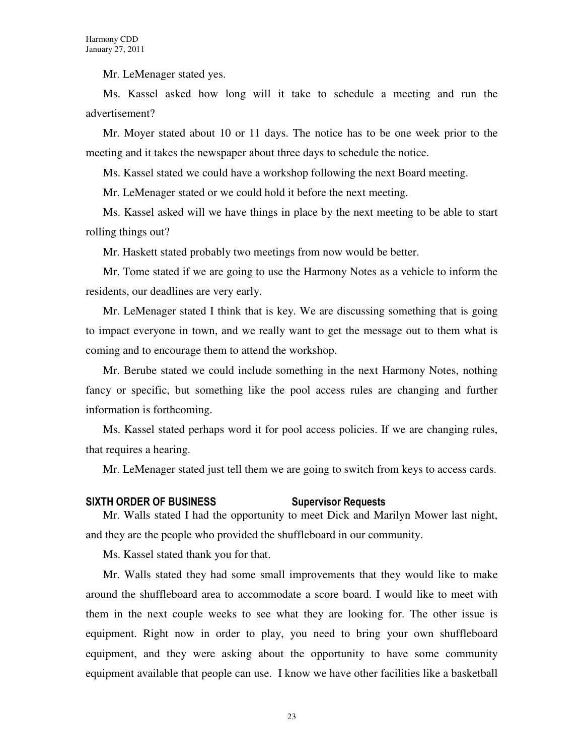Mr. LeMenager stated yes.

Ms. Kassel asked how long will it take to schedule a meeting and run the advertisement?

Mr. Moyer stated about 10 or 11 days. The notice has to be one week prior to the meeting and it takes the newspaper about three days to schedule the notice.

Ms. Kassel stated we could have a workshop following the next Board meeting.

Mr. LeMenager stated or we could hold it before the next meeting.

Ms. Kassel asked will we have things in place by the next meeting to be able to start rolling things out?

Mr. Haskett stated probably two meetings from now would be better.

Mr. Tome stated if we are going to use the Harmony Notes as a vehicle to inform the residents, our deadlines are very early.

Mr. LeMenager stated I think that is key. We are discussing something that is going to impact everyone in town, and we really want to get the message out to them what is coming and to encourage them to attend the workshop.

Mr. Berube stated we could include something in the next Harmony Notes, nothing fancy or specific, but something like the pool access rules are changing and further information is forthcoming.

Ms. Kassel stated perhaps word it for pool access policies. If we are changing rules, that requires a hearing.

Mr. LeMenager stated just tell them we are going to switch from keys to access cards.

## SIXTH ORDER OF BUSINESS — Supervisor Requests

Mr. Walls stated I had the opportunity to meet Dick and Marilyn Mower last night, and they are the people who provided the shuffleboard in our community.

Ms. Kassel stated thank you for that.

Mr. Walls stated they had some small improvements that they would like to make around the shuffleboard area to accommodate a score board. I would like to meet with them in the next couple weeks to see what they are looking for. The other issue is equipment. Right now in order to play, you need to bring your own shuffleboard equipment, and they were asking about the opportunity to have some community equipment available that people can use. I know we have other facilities like a basketball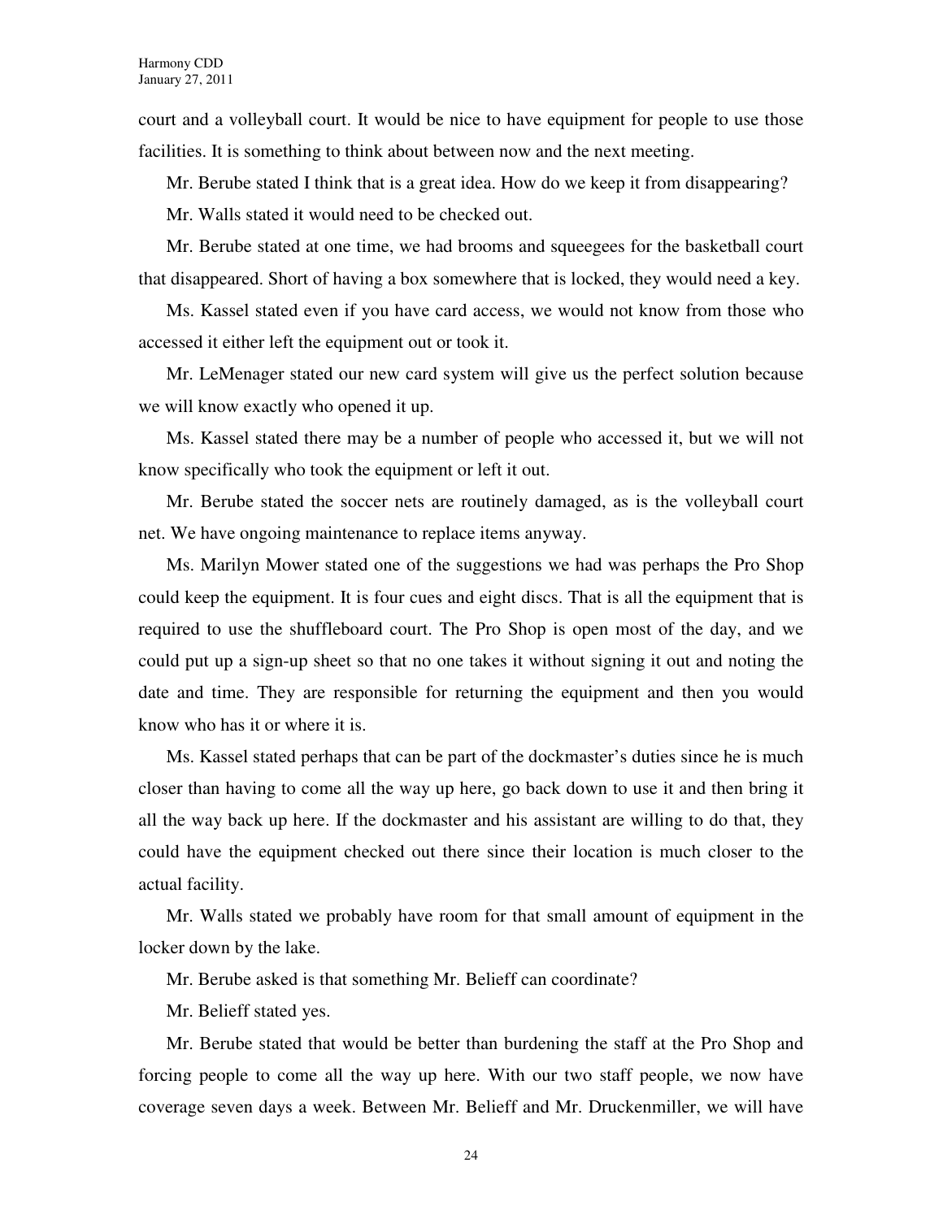court and a volleyball court. It would be nice to have equipment for people to use those facilities. It is something to think about between now and the next meeting.

Mr. Berube stated I think that is a great idea. How do we keep it from disappearing?

Mr. Walls stated it would need to be checked out.

Mr. Berube stated at one time, we had brooms and squeegees for the basketball court that disappeared. Short of having a box somewhere that is locked, they would need a key.

Ms. Kassel stated even if you have card access, we would not know from those who accessed it either left the equipment out or took it.

Mr. LeMenager stated our new card system will give us the perfect solution because we will know exactly who opened it up.

Ms. Kassel stated there may be a number of people who accessed it, but we will not know specifically who took the equipment or left it out.

Mr. Berube stated the soccer nets are routinely damaged, as is the volleyball court net. We have ongoing maintenance to replace items anyway.

Ms. Marilyn Mower stated one of the suggestions we had was perhaps the Pro Shop could keep the equipment. It is four cues and eight discs. That is all the equipment that is required to use the shuffleboard court. The Pro Shop is open most of the day, and we could put up a sign-up sheet so that no one takes it without signing it out and noting the date and time. They are responsible for returning the equipment and then you would know who has it or where it is.

Ms. Kassel stated perhaps that can be part of the dockmaster's duties since he is much closer than having to come all the way up here, go back down to use it and then bring it all the way back up here. If the dockmaster and his assistant are willing to do that, they could have the equipment checked out there since their location is much closer to the actual facility.

Mr. Walls stated we probably have room for that small amount of equipment in the locker down by the lake.

Mr. Berube asked is that something Mr. Belieff can coordinate?

Mr. Belieff stated yes.

Mr. Berube stated that would be better than burdening the staff at the Pro Shop and forcing people to come all the way up here. With our two staff people, we now have coverage seven days a week. Between Mr. Belieff and Mr. Druckenmiller, we will have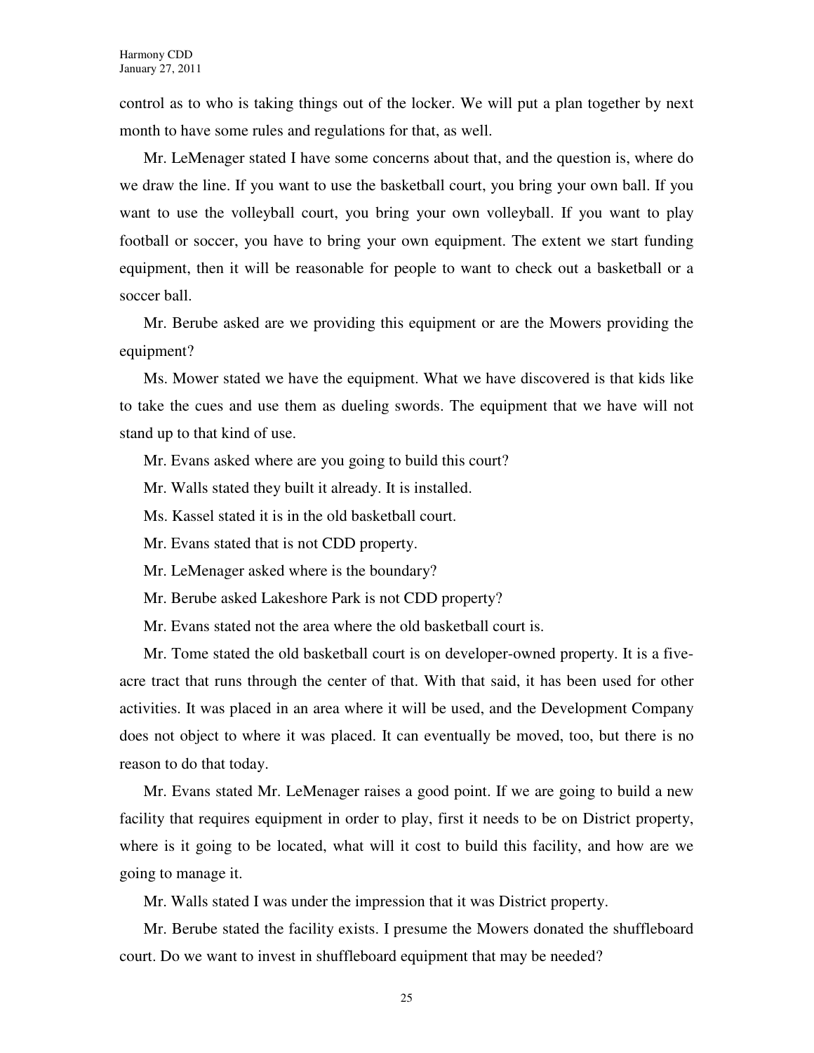control as to who is taking things out of the locker. We will put a plan together by next month to have some rules and regulations for that, as well.

Mr. LeMenager stated I have some concerns about that, and the question is, where do we draw the line. If you want to use the basketball court, you bring your own ball. If you want to use the volleyball court, you bring your own volleyball. If you want to play football or soccer, you have to bring your own equipment. The extent we start funding equipment, then it will be reasonable for people to want to check out a basketball or a soccer ball.

Mr. Berube asked are we providing this equipment or are the Mowers providing the equipment?

Ms. Mower stated we have the equipment. What we have discovered is that kids like to take the cues and use them as dueling swords. The equipment that we have will not stand up to that kind of use.

Mr. Evans asked where are you going to build this court?

Mr. Walls stated they built it already. It is installed.

Ms. Kassel stated it is in the old basketball court.

Mr. Evans stated that is not CDD property.

Mr. LeMenager asked where is the boundary?

Mr. Berube asked Lakeshore Park is not CDD property?

Mr. Evans stated not the area where the old basketball court is.

Mr. Tome stated the old basketball court is on developer-owned property. It is a five-acre tract that runs through the center of that. With that said, it has been used for other activities. It was placed in an area where it will be used, and the Development Company does not object to where it was placed. It can eventually be moved, too, but there is no reason to do that today.

Mr. Evans stated Mr. LeMenager raises a good point. If we are going to build a new facility that requires equipment in order to play, first it needs to be on District property, where is it going to be located, what will it cost to build this facility, and how are we going to manage it.

Mr. Walls stated I was under the impression that it was District property.

Mr. Berube stated the facility exists. I presume the Mowers donated the shuffleboard court. Do we want to invest in shuffleboard equipment that may be needed?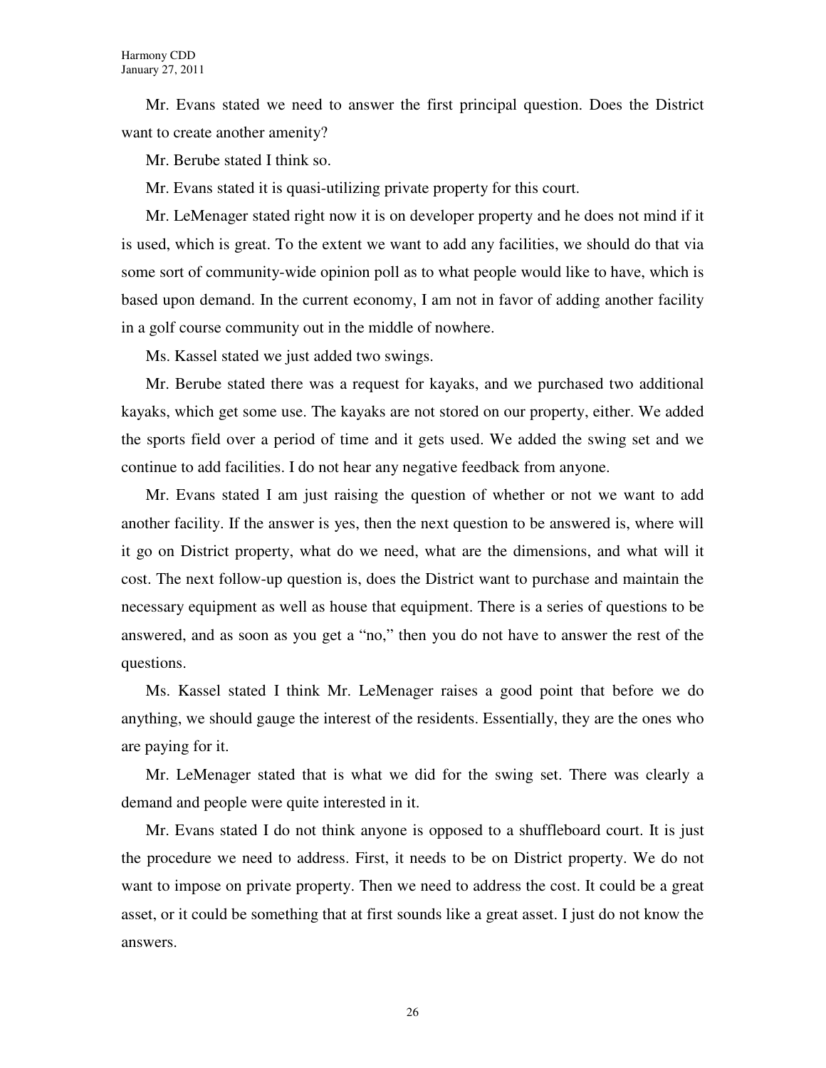Mr. Evans stated we need to answer the first principal question. Does the District want to create another amenity?

Mr. Berube stated I think so.

Mr. Evans stated it is quasi-utilizing private property for this court.

Mr. LeMenager stated right now it is on developer property and he does not mind if it is used, which is great. To the extent we want to add any facilities, we should do that via some sort of community-wide opinion poll as to what people would like to have, which is based upon demand. In the current economy, I am not in favor of adding another facility in a golf course community out in the middle of nowhere.

Ms. Kassel stated we just added two swings.

Mr. Berube stated there was a request for kayaks, and we purchased two additional kayaks, which get some use. The kayaks are not stored on our property, either. We added the sports field over a period of time and it gets used. We added the swing set and we continue to add facilities. I do not hear any negative feedback from anyone.

Mr. Evans stated I am just raising the question of whether or not we want to add another facility. If the answer is yes, then the next question to be answered is, where will it go on District property, what do we need, what are the dimensions, and what will it cost. The next follow-up question is, does the District want to purchase and maintain the necessary equipment as well as house that equipment. There is a series of questions to be answered, and as soon as you get a "no," then you do not have to answer the rest of the questions.

Ms. Kassel stated I think Mr. LeMenager raises a good point that before we do anything, we should gauge the interest of the residents. Essentially, they are the ones who are paying for it.

Mr. LeMenager stated that is what we did for the swing set. There was clearly a demand and people were quite interested in it.

Mr. Evans stated I do not think anyone is opposed to a shuffleboard court. It is just the procedure we need to address. First, it needs to be on District property. We do not want to impose on private property. Then we need to address the cost. It could be a great asset, or it could be something that at first sounds like a great asset. I just do not know the answers.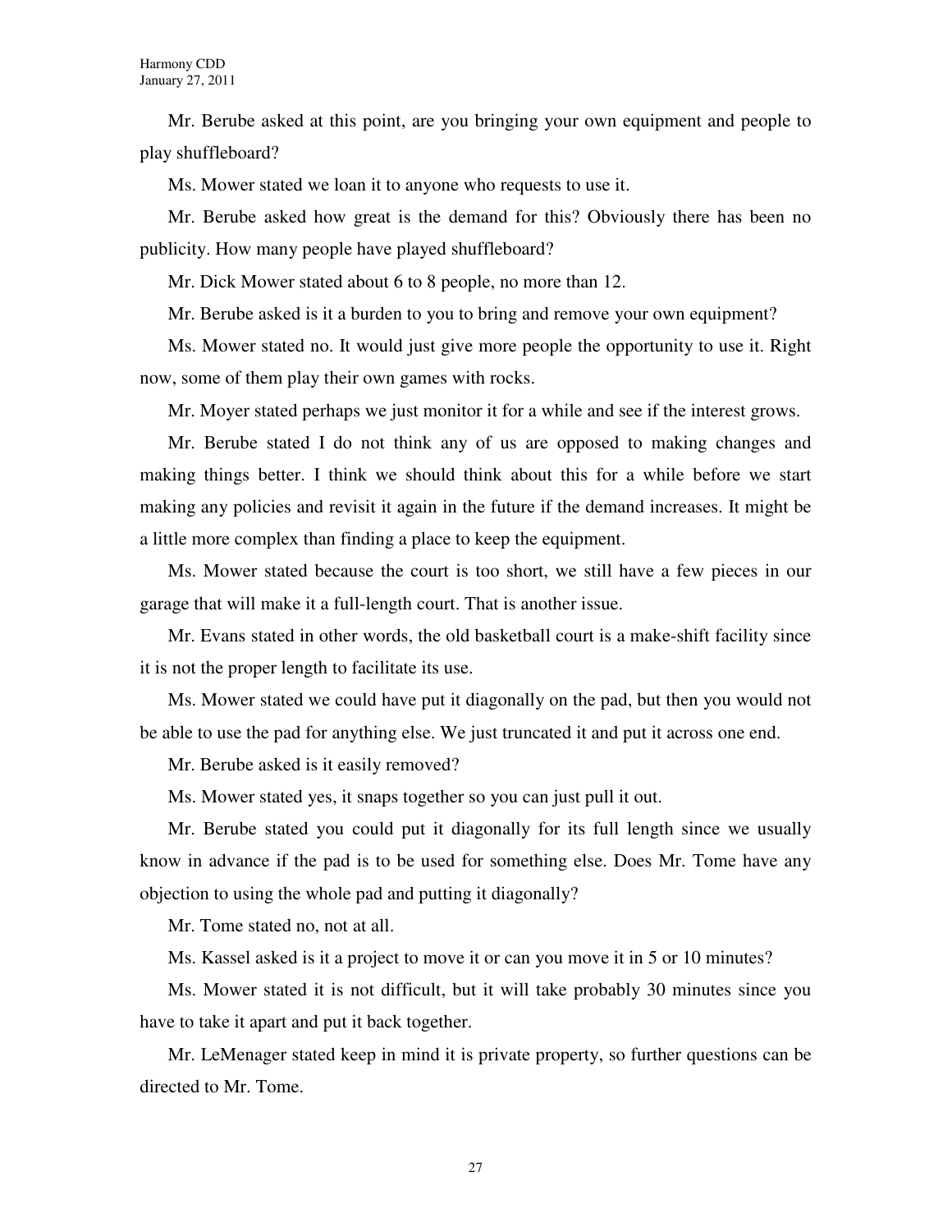Mr. Berube asked at this point, are you bringing your own equipment and people to play shuffleboard?

Ms. Mower stated we loan it to anyone who requests to use it.

Mr. Berube asked how great is the demand for this? Obviously there has been no publicity. How many people have played shuffleboard?

Mr. Dick Mower stated about 6 to 8 people, no more than 12.

Mr. Berube asked is it a burden to you to bring and remove your own equipment?

Ms. Mower stated no. It would just give more people the opportunity to use it. Right now, some of them play their own games with rocks.

Mr. Moyer stated perhaps we just monitor it for a while and see if the interest grows.

Mr. Berube stated I do not think any of us are opposed to making changes and making things better. I think we should think about this for a while before we start making any policies and revisit it again in the future if the demand increases. It might be a little more complex than finding a place to keep the equipment.

Ms. Mower stated because the court is too short, we still have a few pieces in our garage that will make it a full-length court. That is another issue.

Mr. Evans stated in other words, the old basketball court is a make-shift facility since it is not the proper length to facilitate its use.

Ms. Mower stated we could have put it diagonally on the pad, but then you would not be able to use the pad for anything else. We just truncated it and put it across one end.

Mr. Berube asked is it easily removed?

Ms. Mower stated yes, it snaps together so you can just pull it out.

Mr. Berube stated you could put it diagonally for its full length since we usually know in advance if the pad is to be used for something else. Does Mr. Tome have any objection to using the whole pad and putting it diagonally?

Mr. Tome stated no, not at all.

Ms. Kassel asked is it a project to move it or can you move it in 5 or 10 minutes?

Ms. Mower stated it is not difficult, but it will take probably 30 minutes since you have to take it apart and put it back together.

Mr. LeMenager stated keep in mind it is private property, so further questions can be directed to Mr. Tome.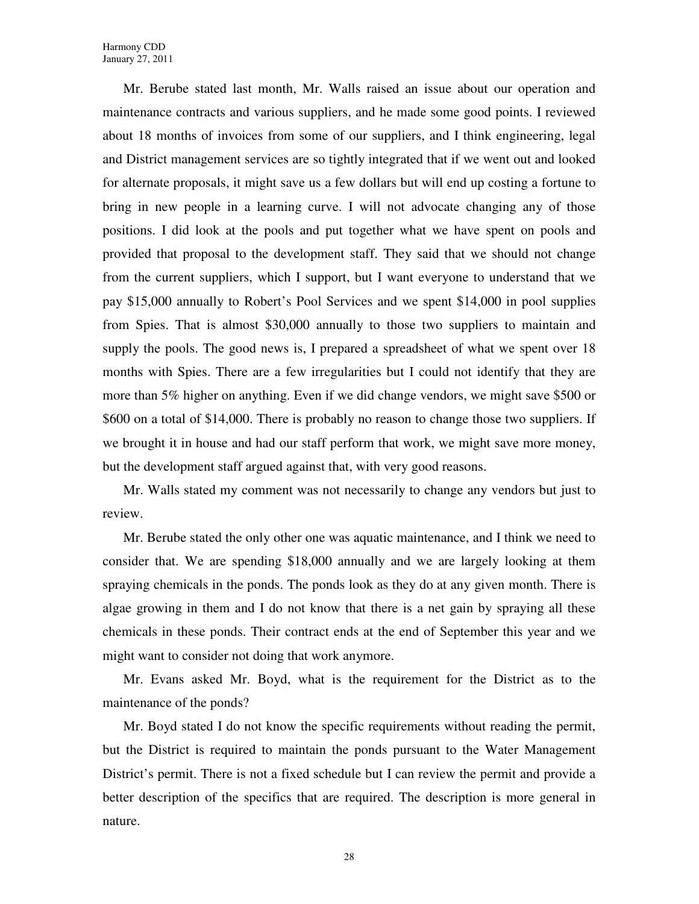Mr. Berube stated last month, Mr. Walls raised an issue about our operation and maintenance contracts and various suppliers, and he made some good points. I reviewed about 18 months of invoices from some of our suppliers, and I think engineering, legal and District management services are so tightly integrated that if we went out and looked for alternate proposals, it might save us a few dollars but will end up costing a fortune to bring in new people in a learning curve. I will not advocate changing any of those positions. I did look at the pools and put together what we have spent on pools and provided that proposal to the development staff. They said that we should not change from the current suppliers, which I support, but I want everyone to understand that we pay $15,000 annually to Robert's Pool Services and we spent $14,000 in pool supplies from Spies. That is almost $30,000 annually to those two suppliers to maintain and supply the pools. The good news is, I prepared a spreadsheet of what we spent over 18 months with Spies. There are a few irregularities but I could not identify that they are more than 5% higher on anything. Even if we did change vendors, we might save $500 or $600 on a total of $14,000. There is probably no reason to change those two suppliers. If we brought it in house and had our staff perform that work, we might save more money, but the development staff argued against that, with very good reasons.

Mr. Walls stated my comment was not necessarily to change any vendors but just to review.

Mr. Berube stated the only other one was aquatic maintenance, and I think we need to consider that. We are spending $18,000 annually and we are largely looking at them spraying chemicals in the ponds. The ponds look as they do at any given month. There is algae growing in them and I do not know that there is a net gain by spraying all these chemicals in these ponds. Their contract ends at the end of September this year and we might want to consider not doing that work anymore.

Mr. Evans asked Mr. Boyd, what is the requirement for the District as to the maintenance of the ponds?

Mr. Boyd stated I do not know the specific requirements without reading the permit, but the District is required to maintain the ponds pursuant to the Water Management District's permit. There is not a fixed schedule but I can review the permit and provide a better description of the specifics that are required. The description is more general in nature.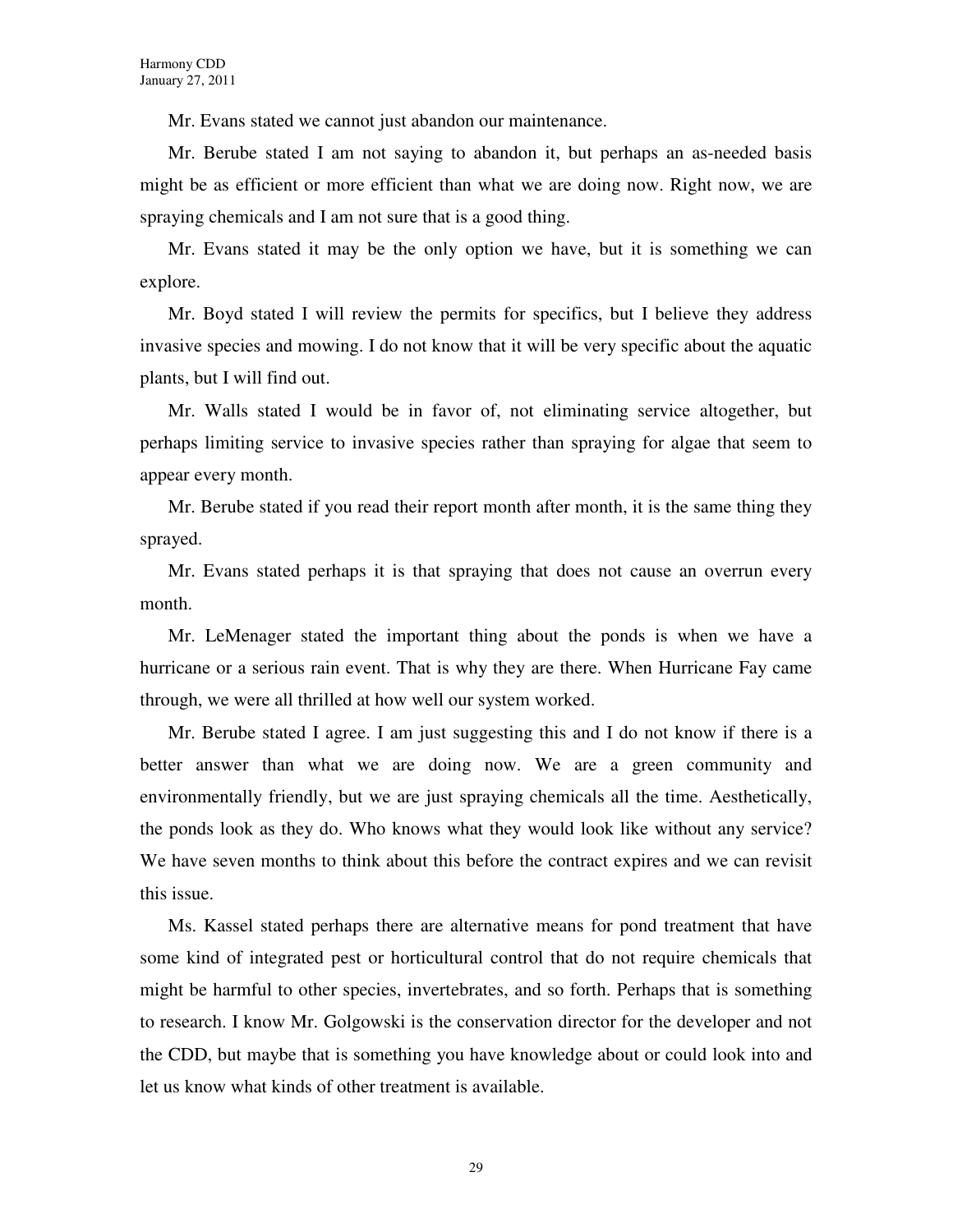Mr. Evans stated we cannot just abandon our maintenance.

Mr. Berube stated I am not saying to abandon it, but perhaps an as-needed basis might be as efficient or more efficient than what we are doing now. Right now, we are spraying chemicals and I am not sure that is a good thing.

Mr. Evans stated it may be the only option we have, but it is something we can explore.

Mr. Boyd stated I will review the permits for specifics, but I believe they address invasive species and mowing. I do not know that it will be very specific about the aquatic plants, but I will find out.

Mr. Walls stated I would be in favor of, not eliminating service altogether, but perhaps limiting service to invasive species rather than spraying for algae that seem to appear every month.

Mr. Berube stated if you read their report month after month, it is the same thing they sprayed.

Mr. Evans stated perhaps it is that spraying that does not cause an overrun every month.

Mr. LeMenager stated the important thing about the ponds is when we have a hurricane or a serious rain event. That is why they are there. When Hurricane Fay came through, we were all thrilled at how well our system worked.

Mr. Berube stated I agree. I am just suggesting this and I do not know if there is a better answer than what we are doing now. We are a green community and environmentally friendly, but we are just spraying chemicals all the time. Aesthetically, the ponds look as they do. Who knows what they would look like without any service? We have seven months to think about this before the contract expires and we can revisit this issue.

Ms. Kassel stated perhaps there are alternative means for pond treatment that have some kind of integrated pest or horticultural control that do not require chemicals that might be harmful to other species, invertebrates, and so forth. Perhaps that is something to research. I know Mr. Golgowski is the conservation director for the developer and not the CDD, but maybe that is something you have knowledge about or could look into and let us know what kinds of other treatment is available.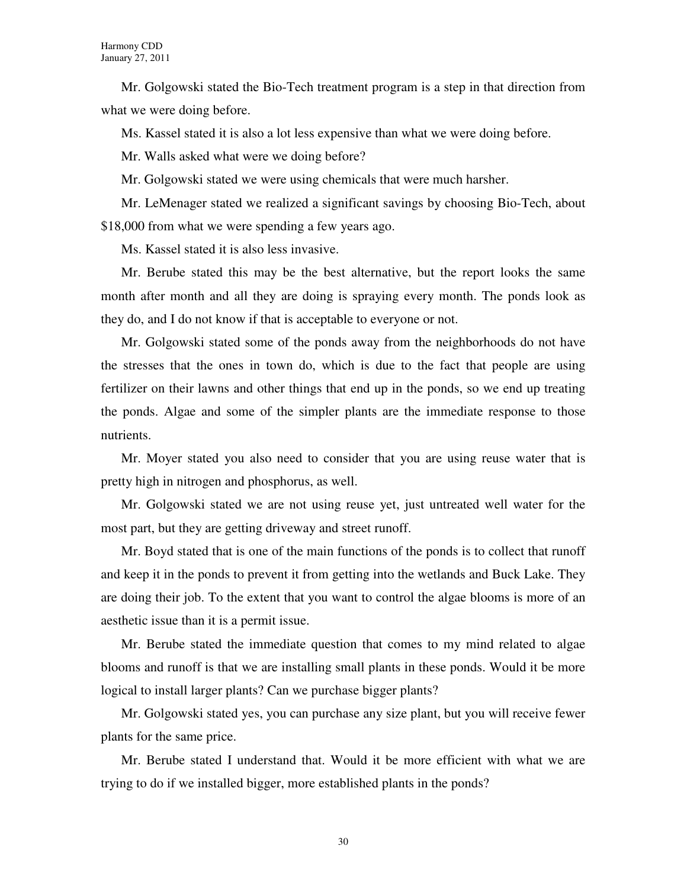Mr. Golgowski stated the Bio-Tech treatment program is a step in that direction from what we were doing before.

Ms. Kassel stated it is also a lot less expensive than what we were doing before.

Mr. Walls asked what were we doing before?

Mr. Golgowski stated we were using chemicals that were much harsher.

Mr. LeMenager stated we realized a significant savings by choosing Bio-Tech, about $18,000 from what we were spending a few years ago.

Ms. Kassel stated it is also less invasive.

Mr. Berube stated this may be the best alternative, but the report looks the same month after month and all they are doing is spraying every month. The ponds look as they do, and I do not know if that is acceptable to everyone or not.

Mr. Golgowski stated some of the ponds away from the neighborhoods do not have the stresses that the ones in town do, which is due to the fact that people are using fertilizer on their lawns and other things that end up in the ponds, so we end up treating the ponds. Algae and some of the simpler plants are the immediate response to those nutrients.

Mr. Moyer stated you also need to consider that you are using reuse water that is pretty high in nitrogen and phosphorus, as well.

Mr. Golgowski stated we are not using reuse yet, just untreated well water for the most part, but they are getting driveway and street runoff.

Mr. Boyd stated that is one of the main functions of the ponds is to collect that runoff and keep it in the ponds to prevent it from getting into the wetlands and Buck Lake. They are doing their job. To the extent that you want to control the algae blooms is more of an aesthetic issue than it is a permit issue.

Mr. Berube stated the immediate question that comes to my mind related to algae blooms and runoff is that we are installing small plants in these ponds. Would it be more logical to install larger plants? Can we purchase bigger plants?

Mr. Golgowski stated yes, you can purchase any size plant, but you will receive fewer plants for the same price.

Mr. Berube stated I understand that. Would it be more efficient with what we are trying to do if we installed bigger, more established plants in the ponds?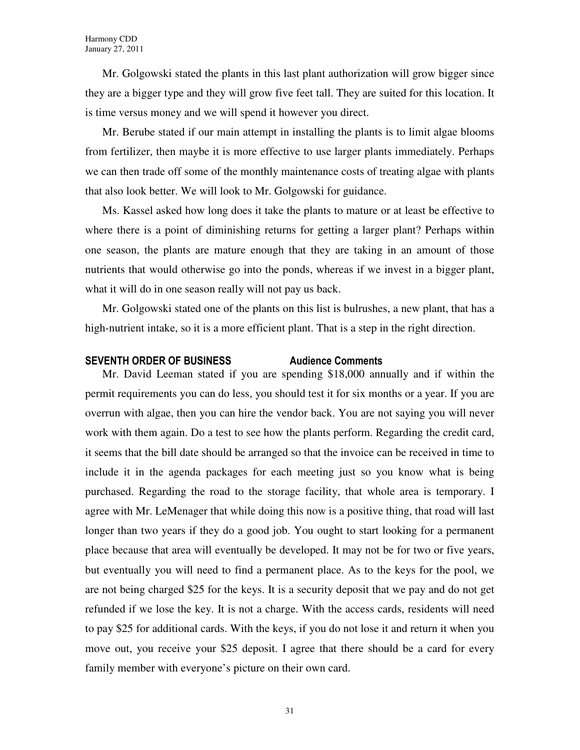Mr. Golgowski stated the plants in this last plant authorization will grow bigger since they are a bigger type and they will grow five feet tall. They are suited for this location. It is time versus money and we will spend it however you direct.

Mr. Berube stated if our main attempt in installing the plants is to limit algae blooms from fertilizer, then maybe it is more effective to use larger plants immediately. Perhaps we can then trade off some of the monthly maintenance costs of treating algae with plants that also look better. We will look to Mr. Golgowski for guidance.

Ms. Kassel asked how long does it take the plants to mature or at least be effective to where there is a point of diminishing returns for getting a larger plant? Perhaps within one season, the plants are mature enough that they are taking in an amount of those nutrients that would otherwise go into the ponds, whereas if we invest in a bigger plant, what it will do in one season really will not pay us back.

Mr. Golgowski stated one of the plants on this list is bulrushes, a new plant, that has a high-nutrient intake, so it is a more efficient plant. That is a step in the right direction.

**SEVENTH ORDER OF BUSINESS Audience Comments**

Mr. David Leeman stated if you are spending $18,000 annually and if within the permit requirements you can do less, you should test it for six months or a year. If you are overrun with algae, then you can hire the vendor back. You are not saying you will never work with them again. Do a test to see how the plants perform. Regarding the credit card, it seems that the bill date should be arranged so that the invoice can be received in time to include it in the agenda packages for each meeting just so you know what is being purchased. Regarding the road to the storage facility, that whole area is temporary. I agree with Mr. LeMenager that while doing this now is a positive thing, that road will last longer than two years if they do a good job. You ought to start looking for a permanent place because that area will eventually be developed. It may not be for two or five years, but eventually you will need to find a permanent place. As to the keys for the pool, we are not being charged $25 for the keys. It is a security deposit that we pay and do not get refunded if we lose the key. It is not a charge. With the access cards, residents will need to pay $25 for additional cards. With the keys, if you do not lose it and return it when you move out, you receive your $25 deposit. I agree that there should be a card for every family member with everyone's picture on their own card.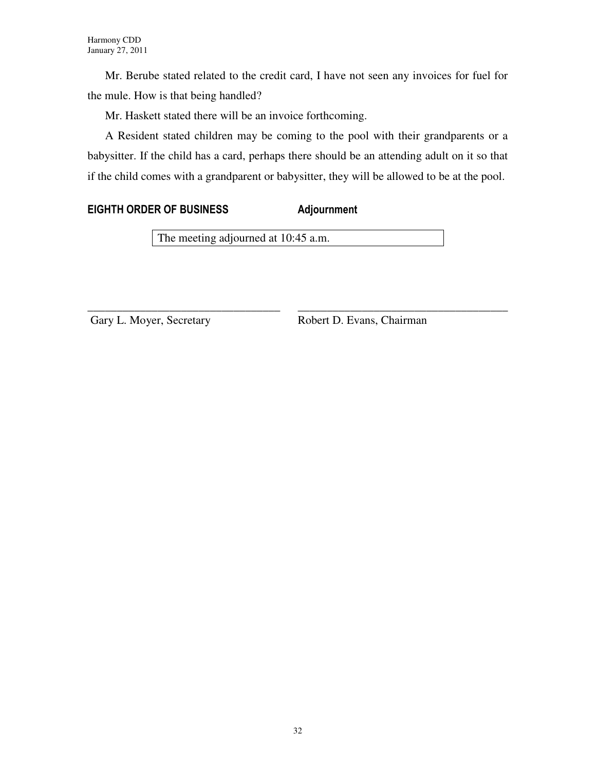Mr. Berube stated related to the credit card, I have not seen any invoices for fuel for the mule. How is that being handled?

Mr. Haskett stated there will be an invoice forthcoming.

A Resident stated children may be coming to the pool with their grandparents or a babysitter. If the child has a card, perhaps there should be an attending adult on it so that if the child comes with a grandparent or babysitter, they will be allowed to be at the pool.

## EIGHTH ORDER OF BUSINESS Adjournment

The meeting adjourned at 10:45 a.m.

\_\_\_\_\_\_\_\_\_\_\_\_\_\_\_\_\_\_\_\_\_\_\_\_\_\_\_\_\_\_\_\_
Gary L. Moyer, Secretary

\_\_\_\_\_\_\_\_\_\_\_\_\_\_\_\_\_\_\_\_\_\_\_\_\_\_\_\_\_\_\_\_
Robert D. Evans, Chairman